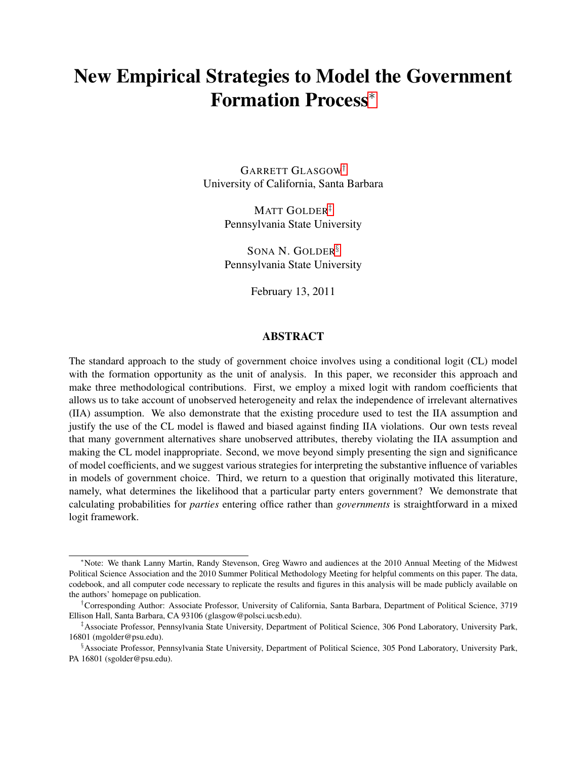# New Empirical Strategies to Model the Government Formation Process[*]

GARRETT GLASGOW[†]
University of California, Santa Barbara

MATT GOLDER[‡]
Pennsylvania State University

SONA N. GOLDER[§]
Pennsylvania State University

February 13, 2011

## ABSTRACT

The standard approach to the study of government choice involves using a conditional logit (CL) model with the formation opportunity as the unit of analysis. In this paper, we reconsider this approach and make three methodological contributions. First, we employ a mixed logit with random coefficients that allows us to take account of unobserved heterogeneity and relax the independence of irrelevant alternatives (IIA) assumption. We also demonstrate that the existing procedure used to test the IIA assumption and justify the use of the CL model is flawed and biased against finding IIA violations. Our own tests reveal that many government alternatives share unobserved attributes, thereby violating the IIA assumption and making the CL model inappropriate. Second, we move beyond simply presenting the sign and significance of model coefficients, and we suggest various strategies for interpreting the substantive influence of variables in models of government choice. Third, we return to a question that originally motivated this literature, namely, what determines the likelihood that a particular party enters government? We demonstrate that calculating probabilities for *parties* entering office rather than *governments* is straightforward in a mixed logit framework.

---

[*]Note: We thank Lanny Martin, Randy Stevenson, Greg Wawro and audiences at the 2010 Annual Meeting of the Midwest Political Science Association and the 2010 Summer Political Methodology Meeting for helpful comments on this paper. The data, codebook, and all computer code necessary to replicate the results and figures in this analysis will be made publicly available on the authors' homepage on publication.

[†]Corresponding Author: Associate Professor, University of California, Santa Barbara, Department of Political Science, 3719 Ellison Hall, Santa Barbara, CA 93106 (glasgow@polsci.ucsb.edu).

[‡]Associate Professor, Pennsylvania State University, Department of Political Science, 306 Pond Laboratory, University Park, 16801 (mgolder@psu.edu).

[§]Associate Professor, Pennsylvania State University, Department of Political Science, 305 Pond Laboratory, University Park, PA 16801 (sgolder@psu.edu).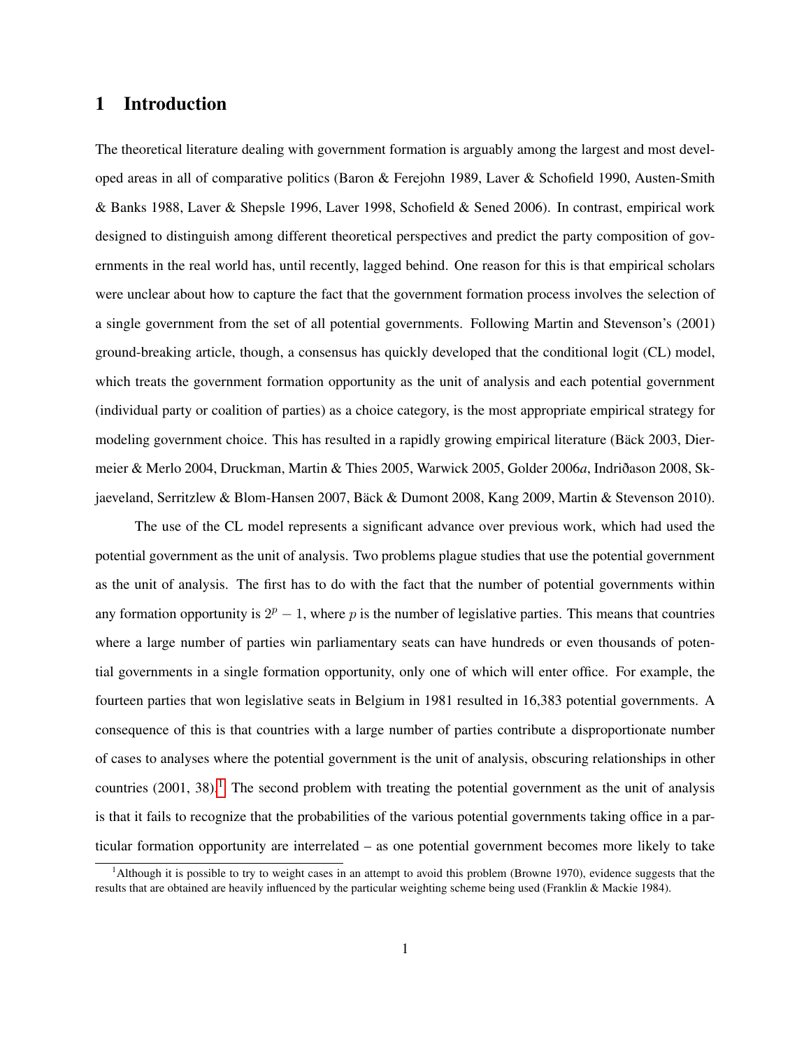# 1 Introduction

The theoretical literature dealing with government formation is arguably among the largest and most developed areas in all of comparative politics (Baron & Ferejohn 1989, Laver & Schofield 1990, Austen-Smith & Banks 1988, Laver & Shepsle 1996, Laver 1998, Schofield & Sened 2006). In contrast, empirical work designed to distinguish among different theoretical perspectives and predict the party composition of governments in the real world has, until recently, lagged behind. One reason for this is that empirical scholars were unclear about how to capture the fact that the government formation process involves the selection of a single government from the set of all potential governments. Following Martin and Stevenson's (2001) ground-breaking article, though, a consensus has quickly developed that the conditional logit (CL) model, which treats the government formation opportunity as the unit of analysis and each potential government (individual party or coalition of parties) as a choice category, is the most appropriate empirical strategy for modeling government choice. This has resulted in a rapidly growing empirical literature (Bäck 2003, Diermeier & Merlo 2004, Druckman, Martin & Thies 2005, Warwick 2005, Golder 2006*a*, Indriðason 2008, Skjaeveland, Serritzlew & Blom-Hansen 2007, Bäck & Dumont 2008, Kang 2009, Martin & Stevenson 2010).

The use of the CL model represents a significant advance over previous work, which had used the potential government as the unit of analysis. Two problems plague studies that use the potential government as the unit of analysis. The first has to do with the fact that the number of potential governments within any formation opportunity is $2^p - 1$, where $p$ is the number of legislative parties. This means that countries where a large number of parties win parliamentary seats can have hundreds or even thousands of potential governments in a single formation opportunity, only one of which will enter office. For example, the fourteen parties that won legislative seats in Belgium in 1981 resulted in 16,383 potential governments. A consequence of this is that countries with a large number of parties contribute a disproportionate number of cases to analyses where the potential government is the unit of analysis, obscuring relationships in other countries (2001, 38).[1] The second problem with treating the potential government as the unit of analysis is that it fails to recognize that the probabilities of the various potential governments taking office in a particular formation opportunity are interrelated – as one potential government becomes more likely to take

[1] Although it is possible to try to weight cases in an attempt to avoid this problem (Browne 1970), evidence suggests that the results that are obtained are heavily influenced by the particular weighting scheme being used (Franklin & Mackie 1984).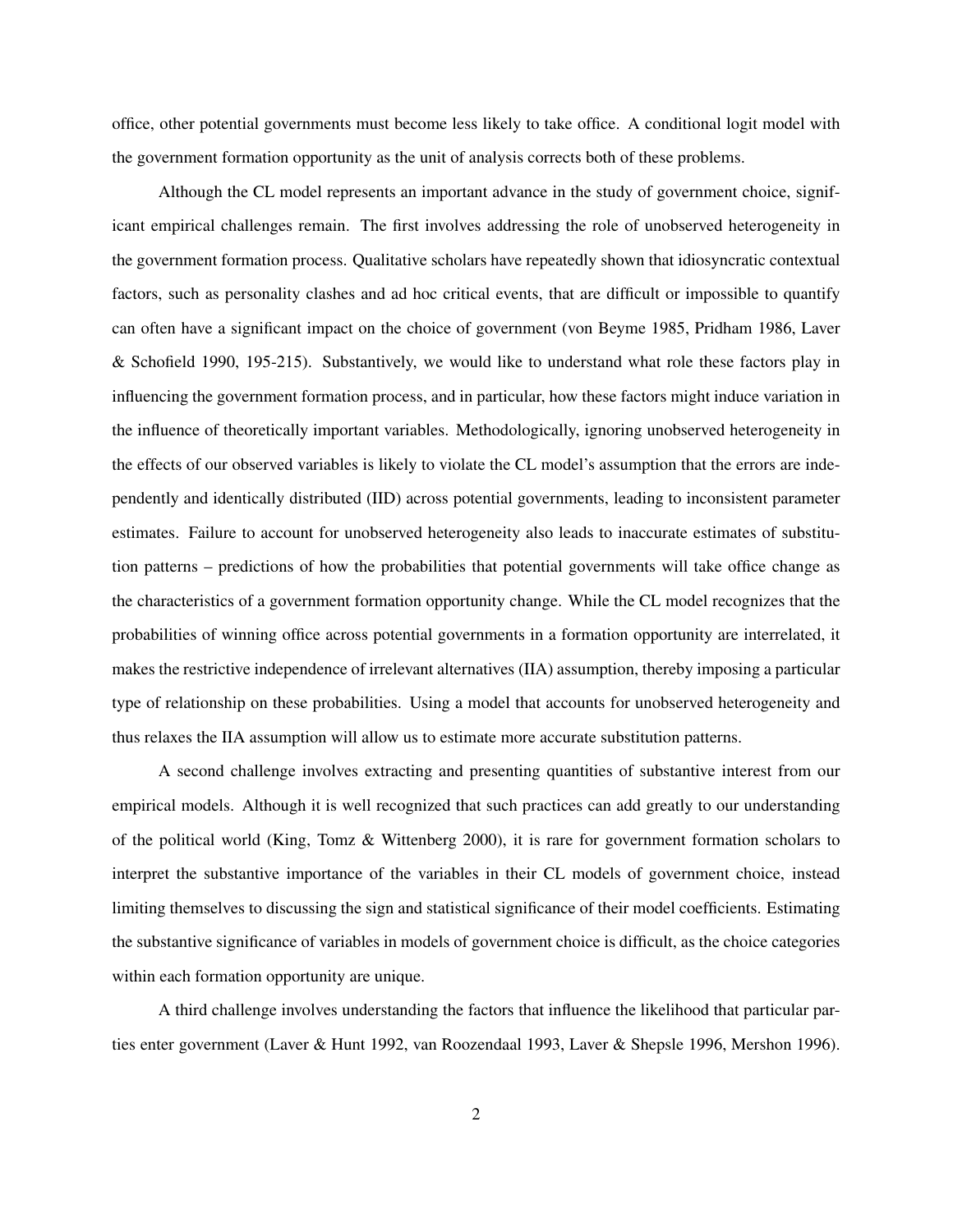office, other potential governments must become less likely to take office. A conditional logit model with the government formation opportunity as the unit of analysis corrects both of these problems.

Although the CL model represents an important advance in the study of government choice, significant empirical challenges remain. The first involves addressing the role of unobserved heterogeneity in the government formation process. Qualitative scholars have repeatedly shown that idiosyncratic contextual factors, such as personality clashes and ad hoc critical events, that are difficult or impossible to quantify can often have a significant impact on the choice of government (von Beyme 1985, Pridham 1986, Laver & Schofield 1990, 195-215). Substantively, we would like to understand what role these factors play in influencing the government formation process, and in particular, how these factors might induce variation in the influence of theoretically important variables. Methodologically, ignoring unobserved heterogeneity in the effects of our observed variables is likely to violate the CL model's assumption that the errors are independently and identically distributed (IID) across potential governments, leading to inconsistent parameter estimates. Failure to account for unobserved heterogeneity also leads to inaccurate estimates of substitution patterns – predictions of how the probabilities that potential governments will take office change as the characteristics of a government formation opportunity change. While the CL model recognizes that the probabilities of winning office across potential governments in a formation opportunity are interrelated, it makes the restrictive independence of irrelevant alternatives (IIA) assumption, thereby imposing a particular type of relationship on these probabilities. Using a model that accounts for unobserved heterogeneity and thus relaxes the IIA assumption will allow us to estimate more accurate substitution patterns.

A second challenge involves extracting and presenting quantities of substantive interest from our empirical models. Although it is well recognized that such practices can add greatly to our understanding of the political world (King, Tomz & Wittenberg 2000), it is rare for government formation scholars to interpret the substantive importance of the variables in their CL models of government choice, instead limiting themselves to discussing the sign and statistical significance of their model coefficients. Estimating the substantive significance of variables in models of government choice is difficult, as the choice categories within each formation opportunity are unique.

A third challenge involves understanding the factors that influence the likelihood that particular parties enter government (Laver & Hunt 1992, van Roozendaal 1993, Laver & Shepsle 1996, Mershon 1996).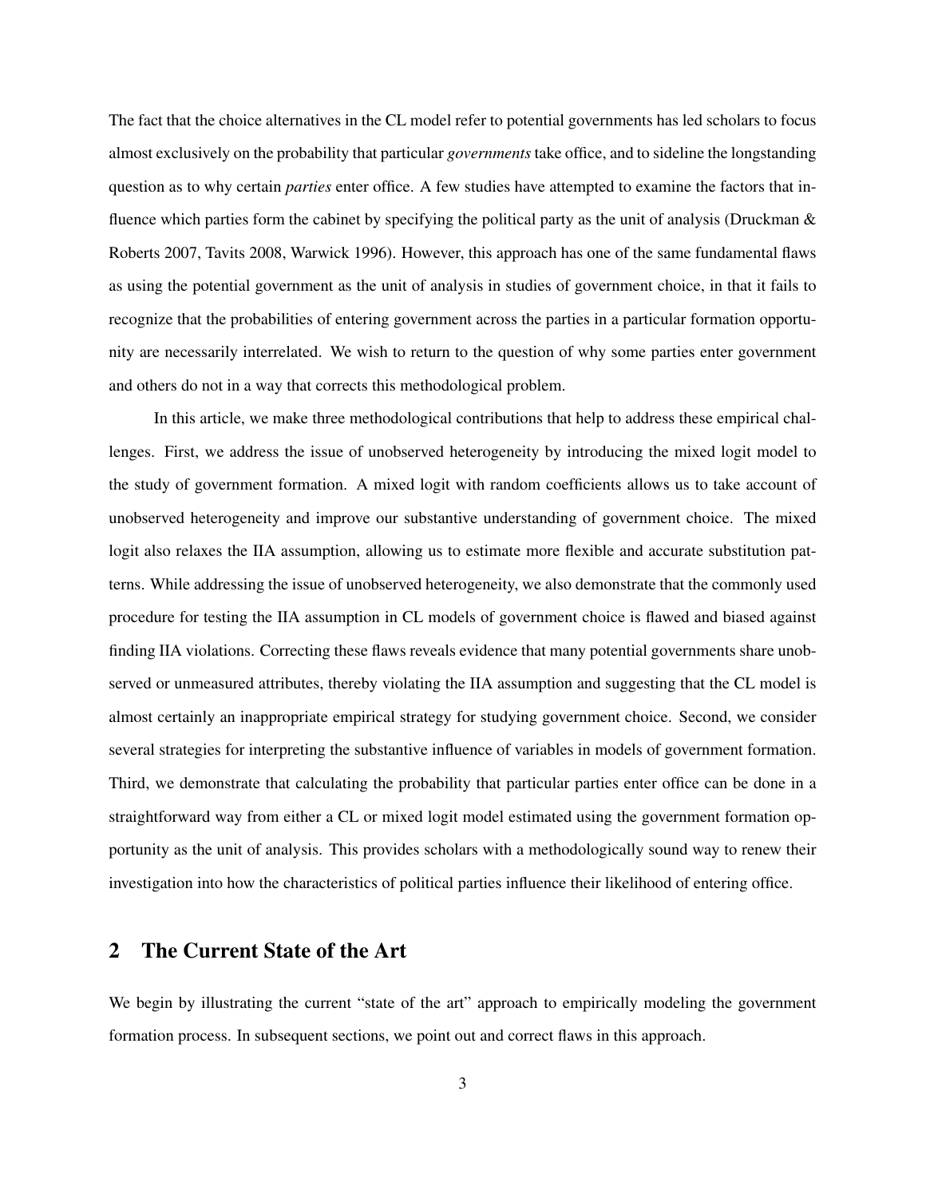The fact that the choice alternatives in the CL model refer to potential governments has led scholars to focus almost exclusively on the probability that particular *governments* take office, and to sideline the longstanding question as to why certain *parties* enter office. A few studies have attempted to examine the factors that influence which parties form the cabinet by specifying the political party as the unit of analysis (Druckman & Roberts 2007, Tavits 2008, Warwick 1996). However, this approach has one of the same fundamental flaws as using the potential government as the unit of analysis in studies of government choice, in that it fails to recognize that the probabilities of entering government across the parties in a particular formation opportunity are necessarily interrelated. We wish to return to the question of why some parties enter government and others do not in a way that corrects this methodological problem.

In this article, we make three methodological contributions that help to address these empirical challenges. First, we address the issue of unobserved heterogeneity by introducing the mixed logit model to the study of government formation. A mixed logit with random coefficients allows us to take account of unobserved heterogeneity and improve our substantive understanding of government choice. The mixed logit also relaxes the IIA assumption, allowing us to estimate more flexible and accurate substitution patterns. While addressing the issue of unobserved heterogeneity, we also demonstrate that the commonly used procedure for testing the IIA assumption in CL models of government choice is flawed and biased against finding IIA violations. Correcting these flaws reveals evidence that many potential governments share unobserved or unmeasured attributes, thereby violating the IIA assumption and suggesting that the CL model is almost certainly an inappropriate empirical strategy for studying government choice. Second, we consider several strategies for interpreting the substantive influence of variables in models of government formation. Third, we demonstrate that calculating the probability that particular parties enter office can be done in a straightforward way from either a CL or mixed logit model estimated using the government formation opportunity as the unit of analysis. This provides scholars with a methodologically sound way to renew their investigation into how the characteristics of political parties influence their likelihood of entering office.

## 2 The Current State of the Art

We begin by illustrating the current "state of the art" approach to empirically modeling the government formation process. In subsequent sections, we point out and correct flaws in this approach.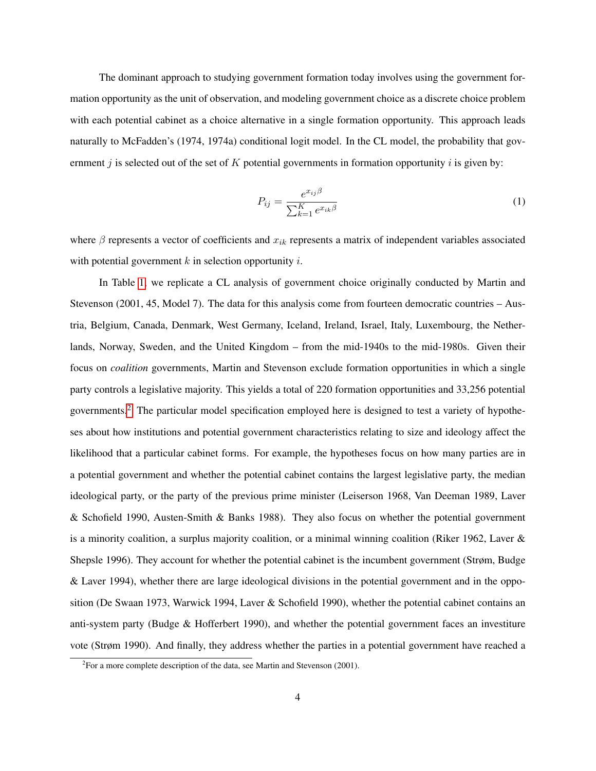The dominant approach to studying government formation today involves using the government formation opportunity as the unit of observation, and modeling government choice as a discrete choice problem with each potential cabinet as a choice alternative in a single formation opportunity. This approach leads naturally to McFadden's (1974, 1974a) conditional logit model. In the CL model, the probability that government $j$ is selected out of the set of $K$ potential governments in formation opportunity $i$ is given by:

$$P_{ij} = \frac{e^{x_{ij}\beta}}{\sum_{k=1}^{K} e^{x_{ik}\beta}} \tag{1}$$

where $\beta$ represents a vector of coefficients and $x_{ik}$ represents a matrix of independent variables associated with potential government $k$ in selection opportunity $i$.

In Table 1, we replicate a CL analysis of government choice originally conducted by Martin and Stevenson (2001, 45, Model 7). The data for this analysis come from fourteen democratic countries – Austria, Belgium, Canada, Denmark, West Germany, Iceland, Ireland, Israel, Italy, Luxembourg, the Netherlands, Norway, Sweden, and the United Kingdom – from the mid-1940s to the mid-1980s. Given their focus on *coalition* governments, Martin and Stevenson exclude formation opportunities in which a single party controls a legislative majority. This yields a total of 220 formation opportunities and 33,256 potential governments.[2] The particular model specification employed here is designed to test a variety of hypotheses about how institutions and potential government characteristics relating to size and ideology affect the likelihood that a particular cabinet forms. For example, the hypotheses focus on how many parties are in a potential government and whether the potential cabinet contains the largest legislative party, the median ideological party, or the party of the previous prime minister (Leiserson 1968, Van Deeman 1989, Laver & Schofield 1990, Austen-Smith & Banks 1988). They also focus on whether the potential government is a minority coalition, a surplus majority coalition, or a minimal winning coalition (Riker 1962, Laver & Shepsle 1996). They account for whether the potential cabinet is the incumbent government (Strøm, Budge & Laver 1994), whether there are large ideological divisions in the potential government and in the opposition (De Swaan 1973, Warwick 1994, Laver & Schofield 1990), whether the potential cabinet contains an anti-system party (Budge & Hofferbert 1990), and whether the potential government faces an investiture vote (Strøm 1990). And finally, they address whether the parties in a potential government have reached a

[2] For a more complete description of the data, see Martin and Stevenson (2001).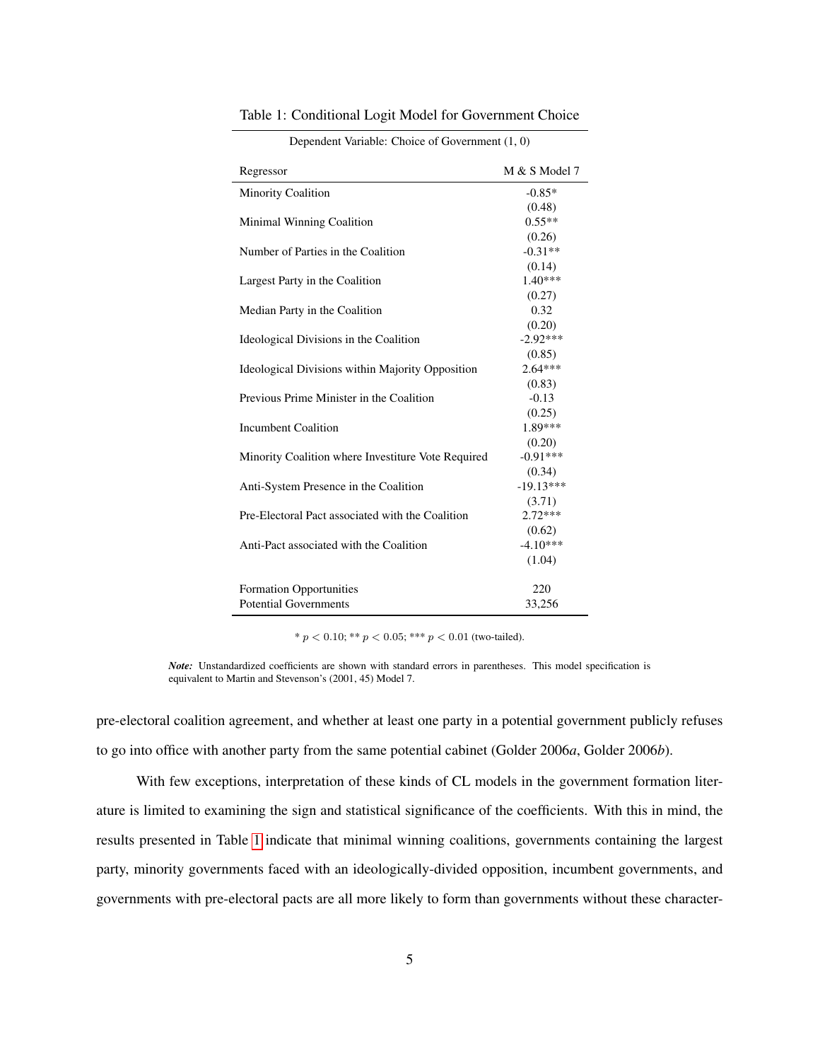Table 1: Conditional Logit Model for Government Choice

| Dependent Variable: Choice of Government (1, 0) | |
|---|---|
| Regressor | M & S Model 7 |
| Minority Coalition | -0.85* |
| | (0.48) |
| Minimal Winning Coalition | 0.55** |
| | (0.26) |
| Number of Parties in the Coalition | -0.31** |
| | (0.14) |
| Largest Party in the Coalition | 1.40*** |
| | (0.27) |
| Median Party in the Coalition | 0.32 |
| | (0.20) |
| Ideological Divisions in the Coalition | -2.92*** |
| | (0.85) |
| Ideological Divisions within Majority Opposition | 2.64*** |
| | (0.83) |
| Previous Prime Minister in the Coalition | -0.13 |
| | (0.25) |
| Incumbent Coalition | 1.89*** |
| | (0.20) |
| Minority Coalition where Investiture Vote Required | -0.91*** |
| | (0.34) |
| Anti-System Presence in the Coalition | -19.13*** |
| | (3.71) |
| Pre-Electoral Pact associated with the Coalition | 2.72*** |
| | (0.62) |
| Anti-Pact associated with the Coalition | -4.10*** |
| | (1.04) |
| Formation Opportunities | 220 |
| Potential Governments | 33,256 |

* $p < 0.10$; ** $p < 0.05$; *** $p < 0.01$ (two-tailed).

***Note:*** Unstandardized coefficients are shown with standard errors in parentheses. This model specification is equivalent to Martin and Stevenson's (2001, 45) Model 7.

pre-electoral coalition agreement, and whether at least one party in a potential government publicly refuses to go into office with another party from the same potential cabinet (Golder 2006*a*, Golder 2006*b*).

With few exceptions, interpretation of these kinds of CL models in the government formation literature is limited to examining the sign and statistical significance of the coefficients. With this in mind, the results presented in Table 1 indicate that minimal winning coalitions, governments containing the largest party, minority governments faced with an ideologically-divided opposition, incumbent governments, and governments with pre-electoral pacts are all more likely to form than governments without these character-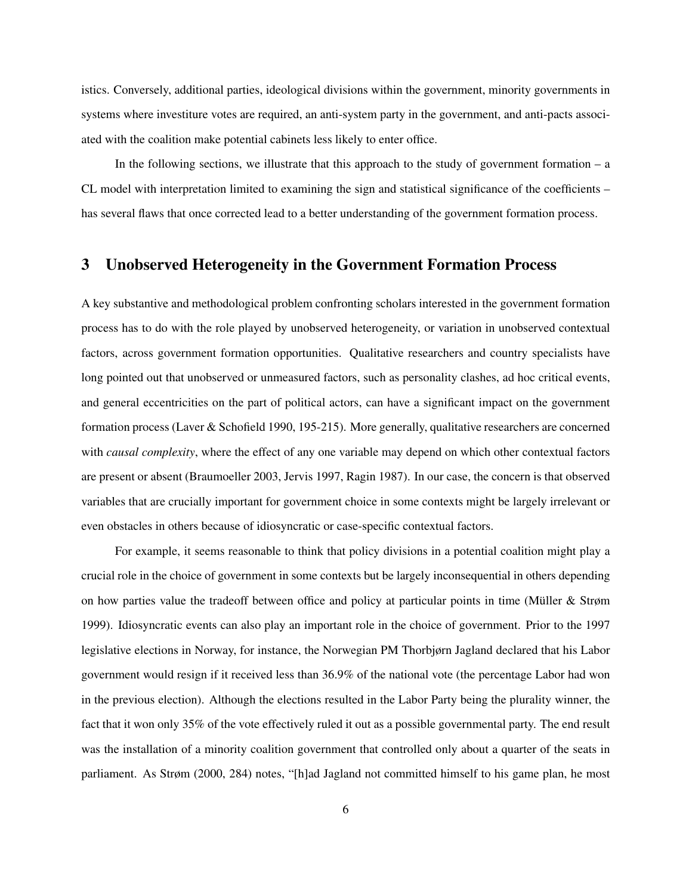istics. Conversely, additional parties, ideological divisions within the government, minority governments in systems where investiture votes are required, an anti-system party in the government, and anti-pacts associated with the coalition make potential cabinets less likely to enter office.

In the following sections, we illustrate that this approach to the study of government formation – a CL model with interpretation limited to examining the sign and statistical significance of the coefficients – has several flaws that once corrected lead to a better understanding of the government formation process.

## 3 Unobserved Heterogeneity in the Government Formation Process

A key substantive and methodological problem confronting scholars interested in the government formation process has to do with the role played by unobserved heterogeneity, or variation in unobserved contextual factors, across government formation opportunities. Qualitative researchers and country specialists have long pointed out that unobserved or unmeasured factors, such as personality clashes, ad hoc critical events, and general eccentricities on the part of political actors, can have a significant impact on the government formation process (Laver & Schofield 1990, 195-215). More generally, qualitative researchers are concerned with *causal complexity*, where the effect of any one variable may depend on which other contextual factors are present or absent (Braumoeller 2003, Jervis 1997, Ragin 1987). In our case, the concern is that observed variables that are crucially important for government choice in some contexts might be largely irrelevant or even obstacles in others because of idiosyncratic or case-specific contextual factors.

For example, it seems reasonable to think that policy divisions in a potential coalition might play a crucial role in the choice of government in some contexts but be largely inconsequential in others depending on how parties value the tradeoff between office and policy at particular points in time (Müller & Strøm 1999). Idiosyncratic events can also play an important role in the choice of government. Prior to the 1997 legislative elections in Norway, for instance, the Norwegian PM Thorbjørn Jagland declared that his Labor government would resign if it received less than 36.9% of the national vote (the percentage Labor had won in the previous election). Although the elections resulted in the Labor Party being the plurality winner, the fact that it won only 35% of the vote effectively ruled it out as a possible governmental party. The end result was the installation of a minority coalition government that controlled only about a quarter of the seats in parliament. As Strøm (2000, 284) notes, "[h]ad Jagland not committed himself to his game plan, he most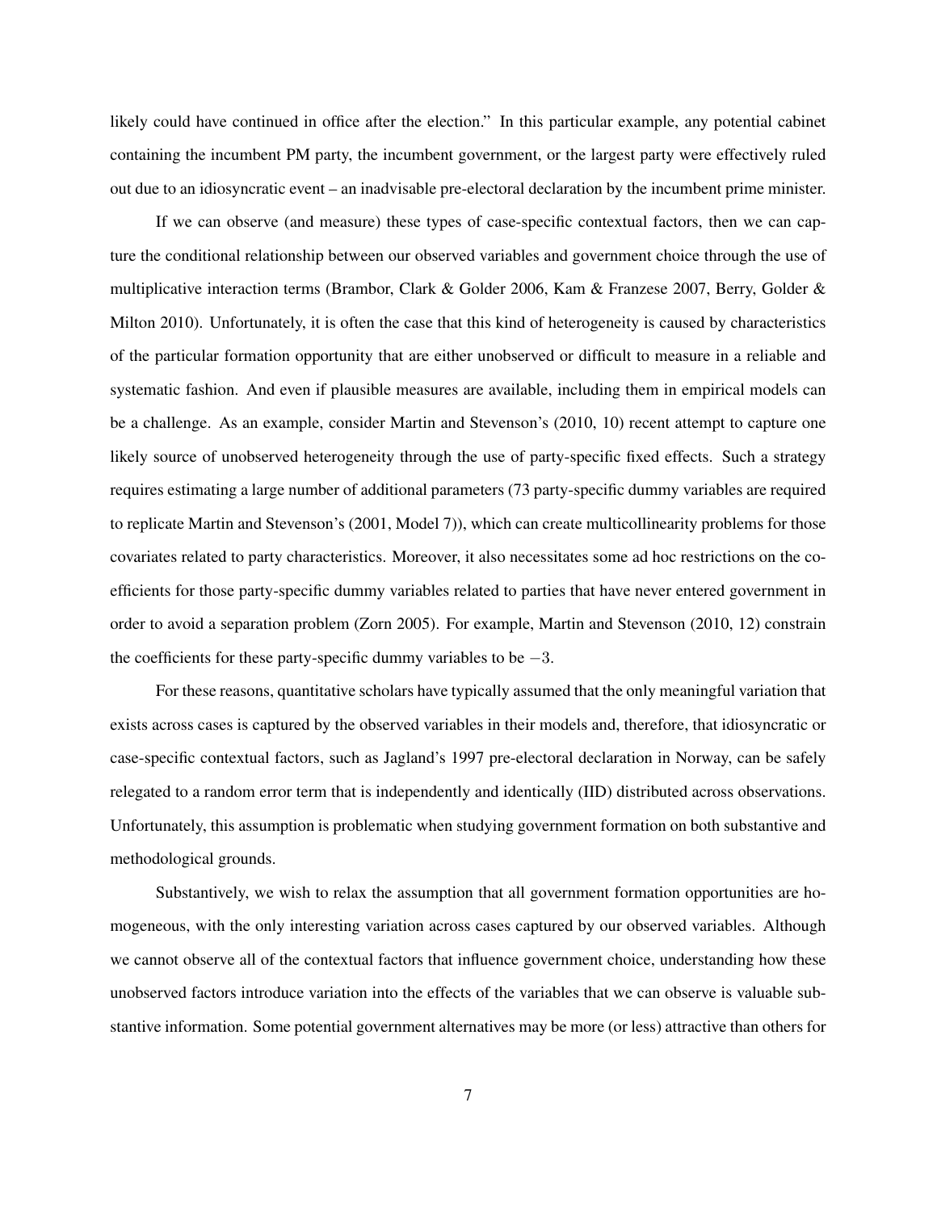likely could have continued in office after the election." In this particular example, any potential cabinet containing the incumbent PM party, the incumbent government, or the largest party were effectively ruled out due to an idiosyncratic event – an inadvisable pre-electoral declaration by the incumbent prime minister.

If we can observe (and measure) these types of case-specific contextual factors, then we can capture the conditional relationship between our observed variables and government choice through the use of multiplicative interaction terms (Brambor, Clark & Golder 2006, Kam & Franzese 2007, Berry, Golder & Milton 2010). Unfortunately, it is often the case that this kind of heterogeneity is caused by characteristics of the particular formation opportunity that are either unobserved or difficult to measure in a reliable and systematic fashion. And even if plausible measures are available, including them in empirical models can be a challenge. As an example, consider Martin and Stevenson's (2010, 10) recent attempt to capture one likely source of unobserved heterogeneity through the use of party-specific fixed effects. Such a strategy requires estimating a large number of additional parameters (73 party-specific dummy variables are required to replicate Martin and Stevenson's (2001, Model 7)), which can create multicollinearity problems for those covariates related to party characteristics. Moreover, it also necessitates some ad hoc restrictions on the coefficients for those party-specific dummy variables related to parties that have never entered government in order to avoid a separation problem (Zorn 2005). For example, Martin and Stevenson (2010, 12) constrain the coefficients for these party-specific dummy variables to be $-3$.

For these reasons, quantitative scholars have typically assumed that the only meaningful variation that exists across cases is captured by the observed variables in their models and, therefore, that idiosyncratic or case-specific contextual factors, such as Jagland's 1997 pre-electoral declaration in Norway, can be safely relegated to a random error term that is independently and identically (IID) distributed across observations. Unfortunately, this assumption is problematic when studying government formation on both substantive and methodological grounds.

Substantively, we wish to relax the assumption that all government formation opportunities are homogeneous, with the only interesting variation across cases captured by our observed variables. Although we cannot observe all of the contextual factors that influence government choice, understanding how these unobserved factors introduce variation into the effects of the variables that we can observe is valuable substantive information. Some potential government alternatives may be more (or less) attractive than others for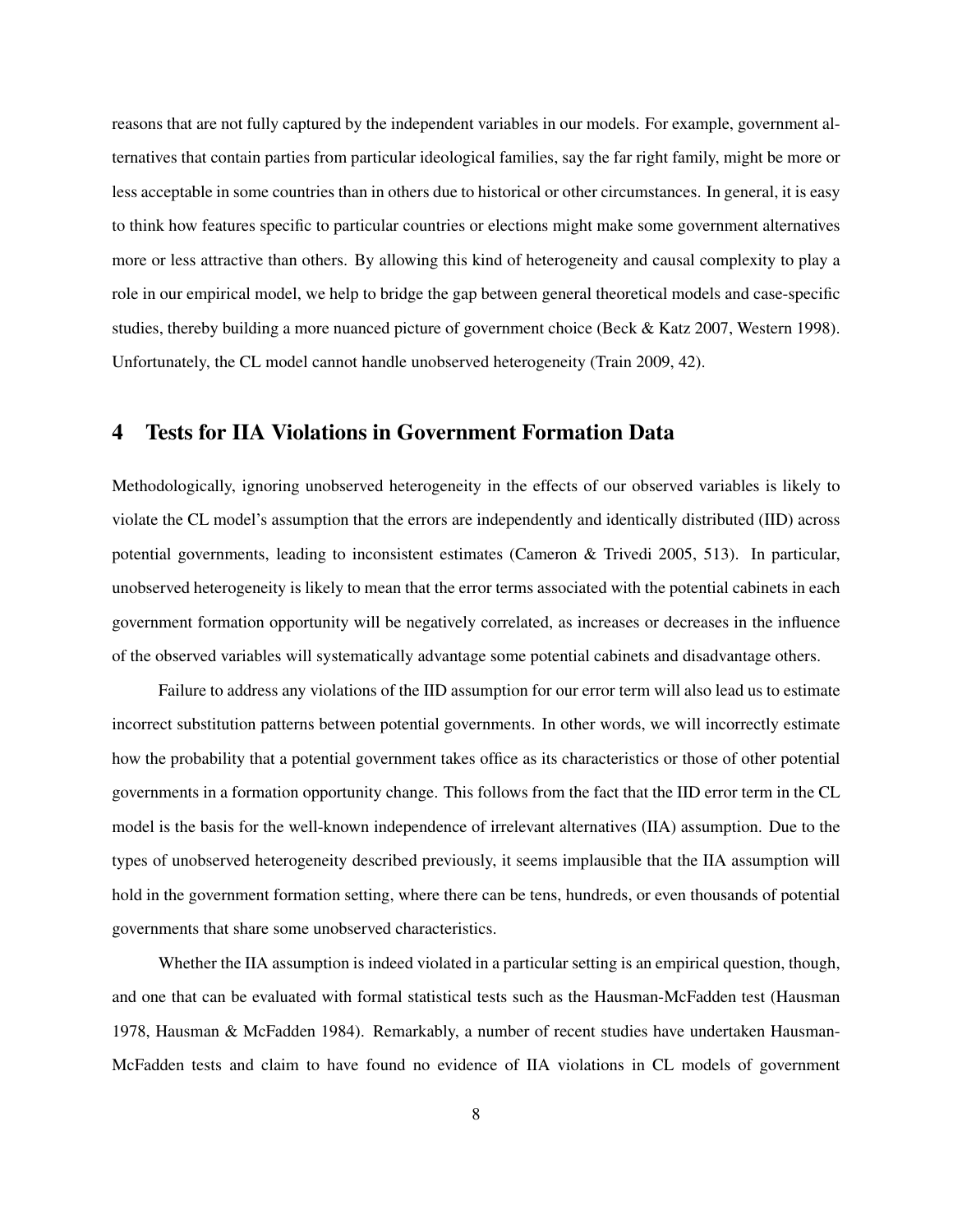reasons that are not fully captured by the independent variables in our models. For example, government alternatives that contain parties from particular ideological families, say the far right family, might be more or less acceptable in some countries than in others due to historical or other circumstances. In general, it is easy to think how features specific to particular countries or elections might make some government alternatives more or less attractive than others. By allowing this kind of heterogeneity and causal complexity to play a role in our empirical model, we help to bridge the gap between general theoretical models and case-specific studies, thereby building a more nuanced picture of government choice (Beck & Katz 2007, Western 1998). Unfortunately, the CL model cannot handle unobserved heterogeneity (Train 2009, 42).

## 4 Tests for IIA Violations in Government Formation Data

Methodologically, ignoring unobserved heterogeneity in the effects of our observed variables is likely to violate the CL model's assumption that the errors are independently and identically distributed (IID) across potential governments, leading to inconsistent estimates (Cameron & Trivedi 2005, 513). In particular, unobserved heterogeneity is likely to mean that the error terms associated with the potential cabinets in each government formation opportunity will be negatively correlated, as increases or decreases in the influence of the observed variables will systematically advantage some potential cabinets and disadvantage others.

Failure to address any violations of the IID assumption for our error term will also lead us to estimate incorrect substitution patterns between potential governments. In other words, we will incorrectly estimate how the probability that a potential government takes office as its characteristics or those of other potential governments in a formation opportunity change. This follows from the fact that the IID error term in the CL model is the basis for the well-known independence of irrelevant alternatives (IIA) assumption. Due to the types of unobserved heterogeneity described previously, it seems implausible that the IIA assumption will hold in the government formation setting, where there can be tens, hundreds, or even thousands of potential governments that share some unobserved characteristics.

Whether the IIA assumption is indeed violated in a particular setting is an empirical question, though, and one that can be evaluated with formal statistical tests such as the Hausman-McFadden test (Hausman 1978, Hausman & McFadden 1984). Remarkably, a number of recent studies have undertaken Hausman-McFadden tests and claim to have found no evidence of IIA violations in CL models of government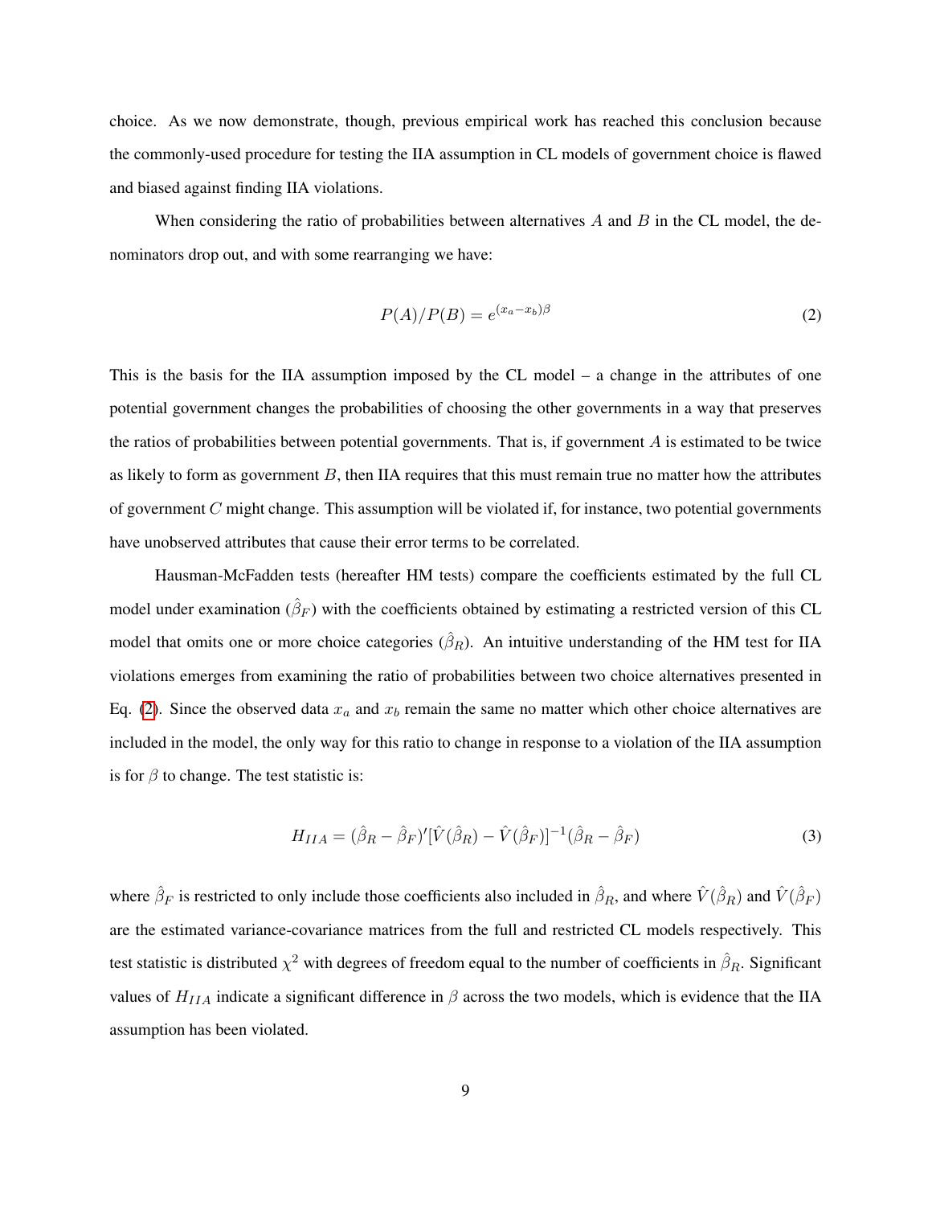choice. As we now demonstrate, though, previous empirical work has reached this conclusion because the commonly-used procedure for testing the IIA assumption in CL models of government choice is flawed and biased against finding IIA violations.

When considering the ratio of probabilities between alternatives $A$ and $B$ in the CL model, the denominators drop out, and with some rearranging we have:

$$P(A)/P(B) = e^{(x_a - x_b)\beta} \tag{2}$$

This is the basis for the IIA assumption imposed by the CL model – a change in the attributes of one potential government changes the probabilities of choosing the other governments in a way that preserves the ratios of probabilities between potential governments. That is, if government $A$ is estimated to be twice as likely to form as government $B$, then IIA requires that this must remain true no matter how the attributes of government $C$ might change. This assumption will be violated if, for instance, two potential governments have unobserved attributes that cause their error terms to be correlated.

Hausman-McFadden tests (hereafter HM tests) compare the coefficients estimated by the full CL model under examination ($\hat{\beta}_F$) with the coefficients obtained by estimating a restricted version of this CL model that omits one or more choice categories ($\hat{\beta}_R$). An intuitive understanding of the HM test for IIA violations emerges from examining the ratio of probabilities between two choice alternatives presented in Eq. (2). Since the observed data $x_a$ and $x_b$ remain the same no matter which other choice alternatives are included in the model, the only way for this ratio to change in response to a violation of the IIA assumption is for $\beta$ to change. The test statistic is:

$$H_{IIA} = (\hat{\beta}_R - \hat{\beta}_F)'[\hat{V}(\hat{\beta}_R) - \hat{V}(\hat{\beta}_F)]^{-1}(\hat{\beta}_R - \hat{\beta}_F) \tag{3}$$

where $\hat{\beta}_F$ is restricted to only include those coefficients also included in $\hat{\beta}_R$, and where $\hat{V}(\hat{\beta}_R)$ and $\hat{V}(\hat{\beta}_F)$ are the estimated variance-covariance matrices from the full and restricted CL models respectively. This test statistic is distributed $\chi^2$ with degrees of freedom equal to the number of coefficients in $\hat{\beta}_R$. Significant values of $H_{IIA}$ indicate a significant difference in $\beta$ across the two models, which is evidence that the IIA assumption has been violated.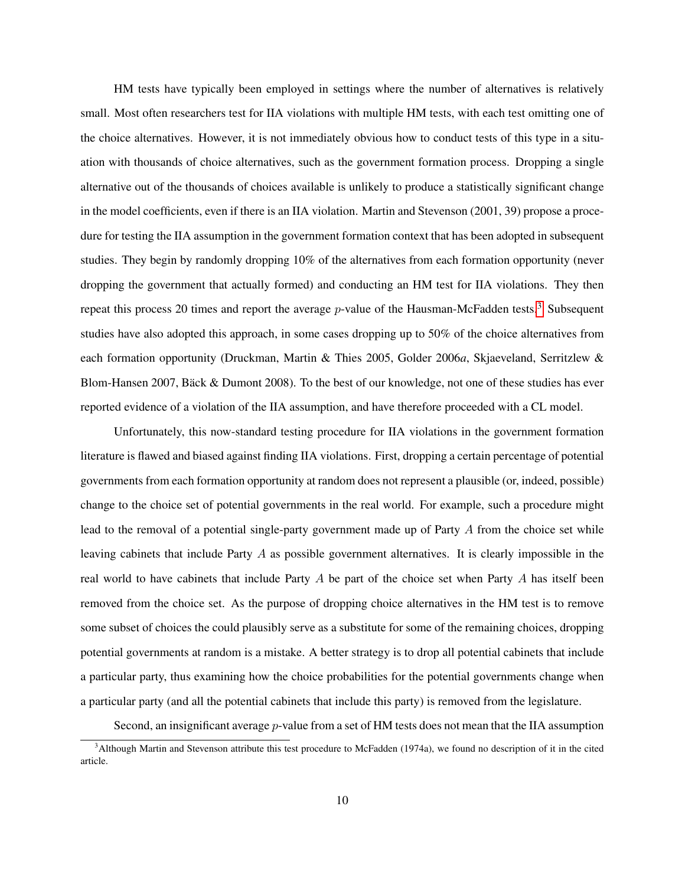HM tests have typically been employed in settings where the number of alternatives is relatively small. Most often researchers test for IIA violations with multiple HM tests, with each test omitting one of the choice alternatives. However, it is not immediately obvious how to conduct tests of this type in a situation with thousands of choice alternatives, such as the government formation process. Dropping a single alternative out of the thousands of choices available is unlikely to produce a statistically significant change in the model coefficients, even if there is an IIA violation. Martin and Stevenson (2001, 39) propose a procedure for testing the IIA assumption in the government formation context that has been adopted in subsequent studies. They begin by randomly dropping 10% of the alternatives from each formation opportunity (never dropping the government that actually formed) and conducting an HM test for IIA violations. They then repeat this process 20 times and report the average $p$-value of the Hausman-McFadden tests.[3] Subsequent studies have also adopted this approach, in some cases dropping up to 50% of the choice alternatives from each formation opportunity (Druckman, Martin & Thies 2005, Golder 2006*a*, Skjaeveland, Serritzlew & Blom-Hansen 2007, Bäck & Dumont 2008). To the best of our knowledge, not one of these studies has ever reported evidence of a violation of the IIA assumption, and have therefore proceeded with a CL model.

Unfortunately, this now-standard testing procedure for IIA violations in the government formation literature is flawed and biased against finding IIA violations. First, dropping a certain percentage of potential governments from each formation opportunity at random does not represent a plausible (or, indeed, possible) change to the choice set of potential governments in the real world. For example, such a procedure might lead to the removal of a potential single-party government made up of Party $A$ from the choice set while leaving cabinets that include Party $A$ as possible government alternatives. It is clearly impossible in the real world to have cabinets that include Party $A$ be part of the choice set when Party $A$ has itself been removed from the choice set. As the purpose of dropping choice alternatives in the HM test is to remove some subset of choices the could plausibly serve as a substitute for some of the remaining choices, dropping potential governments at random is a mistake. A better strategy is to drop all potential cabinets that include a particular party, thus examining how the choice probabilities for the potential governments change when a particular party (and all the potential cabinets that include this party) is removed from the legislature.

Second, an insignificant average $p$-value from a set of HM tests does not mean that the IIA assumption

[3] Although Martin and Stevenson attribute this test procedure to McFadden (1974a), we found no description of it in the cited article.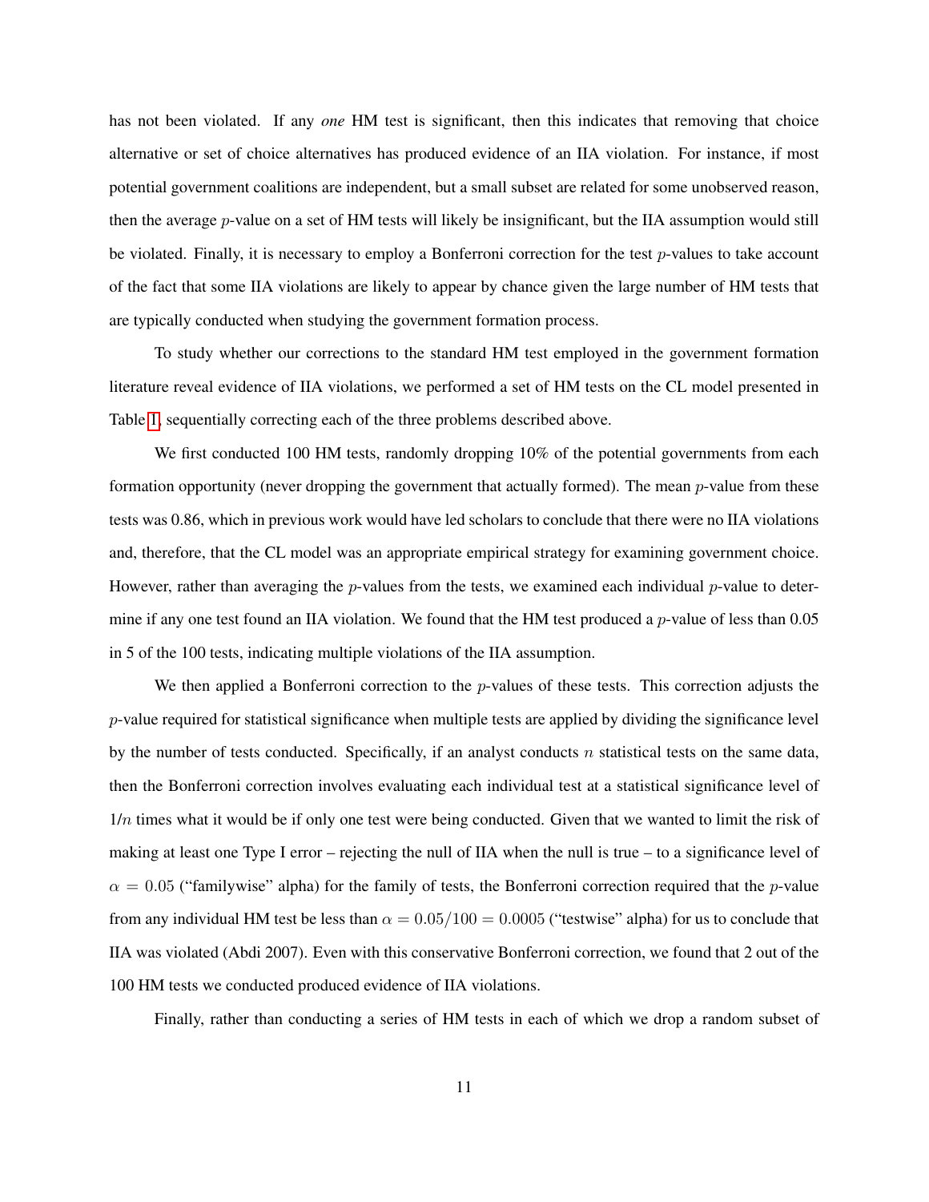has not been violated. If any *one* HM test is significant, then this indicates that removing that choice alternative or set of choice alternatives has produced evidence of an IIA violation. For instance, if most potential government coalitions are independent, but a small subset are related for some unobserved reason, then the average $p$-value on a set of HM tests will likely be insignificant, but the IIA assumption would still be violated. Finally, it is necessary to employ a Bonferroni correction for the test $p$-values to take account of the fact that some IIA violations are likely to appear by chance given the large number of HM tests that are typically conducted when studying the government formation process.

To study whether our corrections to the standard HM test employed in the government formation literature reveal evidence of IIA violations, we performed a set of HM tests on the CL model presented in Table 1, sequentially correcting each of the three problems described above.

We first conducted 100 HM tests, randomly dropping 10% of the potential governments from each formation opportunity (never dropping the government that actually formed). The mean $p$-value from these tests was 0.86, which in previous work would have led scholars to conclude that there were no IIA violations and, therefore, that the CL model was an appropriate empirical strategy for examining government choice. However, rather than averaging the $p$-values from the tests, we examined each individual $p$-value to determine if any one test found an IIA violation. We found that the HM test produced a $p$-value of less than 0.05 in 5 of the 100 tests, indicating multiple violations of the IIA assumption.

We then applied a Bonferroni correction to the $p$-values of these tests. This correction adjusts the $p$-value required for statistical significance when multiple tests are applied by dividing the significance level by the number of tests conducted. Specifically, if an analyst conducts $n$ statistical tests on the same data, then the Bonferroni correction involves evaluating each individual test at a statistical significance level of $1/n$ times what it would be if only one test were being conducted. Given that we wanted to limit the risk of making at least one Type I error – rejecting the null of IIA when the null is true – to a significance level of $\alpha = 0.05$ ("familywise" alpha) for the family of tests, the Bonferroni correction required that the $p$-value from any individual HM test be less than $\alpha = 0.05/100 = 0.0005$ ("testwise" alpha) for us to conclude that IIA was violated (Abdi 2007). Even with this conservative Bonferroni correction, we found that 2 out of the 100 HM tests we conducted produced evidence of IIA violations.

Finally, rather than conducting a series of HM tests in each of which we drop a random subset of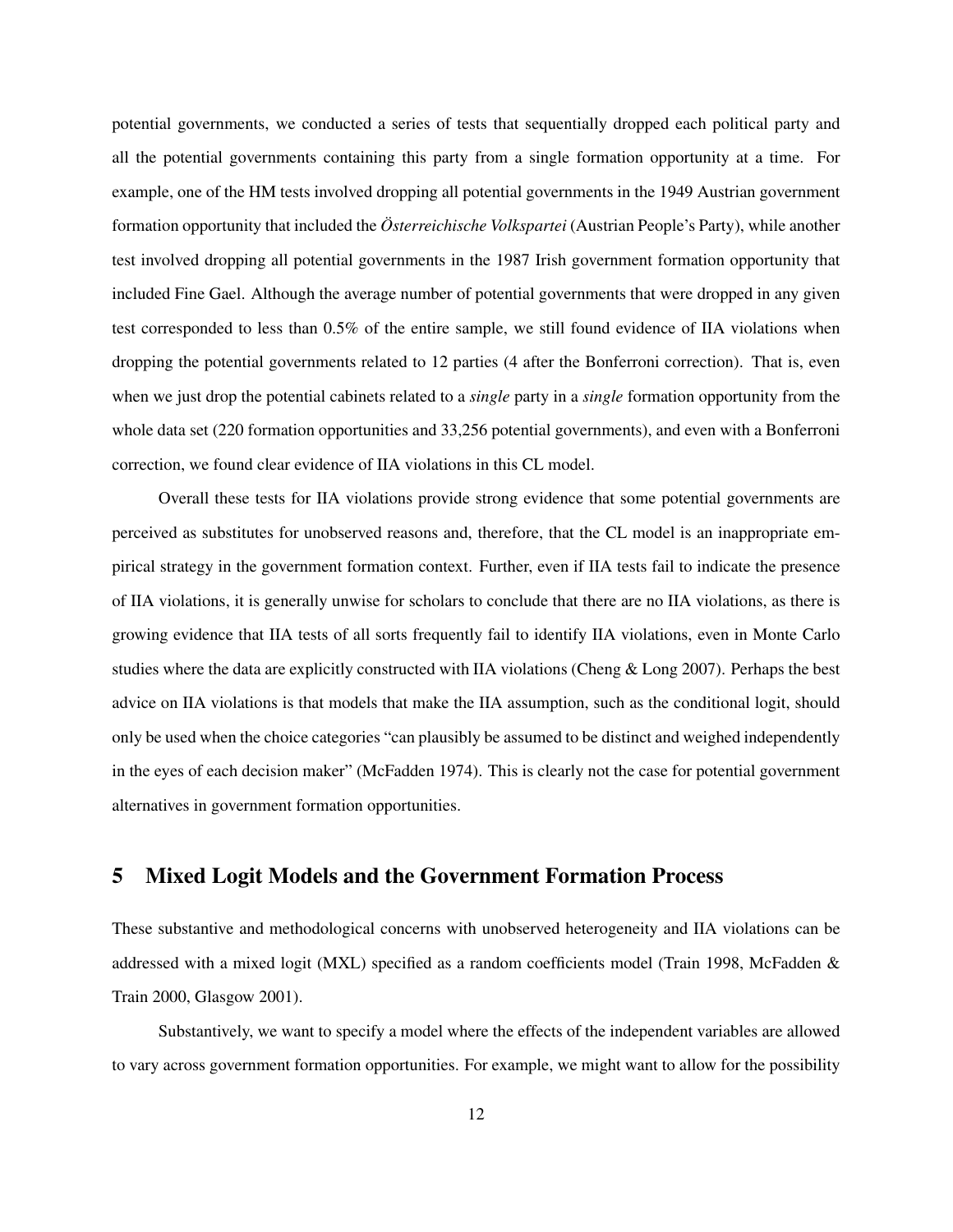potential governments, we conducted a series of tests that sequentially dropped each political party and all the potential governments containing this party from a single formation opportunity at a time. For example, one of the HM tests involved dropping all potential governments in the 1949 Austrian government formation opportunity that included the *Österreichische Volkspartei* (Austrian People's Party), while another test involved dropping all potential governments in the 1987 Irish government formation opportunity that included Fine Gael. Although the average number of potential governments that were dropped in any given test corresponded to less than 0.5% of the entire sample, we still found evidence of IIA violations when dropping the potential governments related to 12 parties (4 after the Bonferroni correction). That is, even when we just drop the potential cabinets related to a *single* party in a *single* formation opportunity from the whole data set (220 formation opportunities and 33,256 potential governments), and even with a Bonferroni correction, we found clear evidence of IIA violations in this CL model.

Overall these tests for IIA violations provide strong evidence that some potential governments are perceived as substitutes for unobserved reasons and, therefore, that the CL model is an inappropriate empirical strategy in the government formation context. Further, even if IIA tests fail to indicate the presence of IIA violations, it is generally unwise for scholars to conclude that there are no IIA violations, as there is growing evidence that IIA tests of all sorts frequently fail to identify IIA violations, even in Monte Carlo studies where the data are explicitly constructed with IIA violations (Cheng & Long 2007). Perhaps the best advice on IIA violations is that models that make the IIA assumption, such as the conditional logit, should only be used when the choice categories "can plausibly be assumed to be distinct and weighed independently in the eyes of each decision maker" (McFadden 1974). This is clearly not the case for potential government alternatives in government formation opportunities.

## 5 Mixed Logit Models and the Government Formation Process

These substantive and methodological concerns with unobserved heterogeneity and IIA violations can be addressed with a mixed logit (MXL) specified as a random coefficients model (Train 1998, McFadden & Train 2000, Glasgow 2001).

Substantively, we want to specify a model where the effects of the independent variables are allowed to vary across government formation opportunities. For example, we might want to allow for the possibility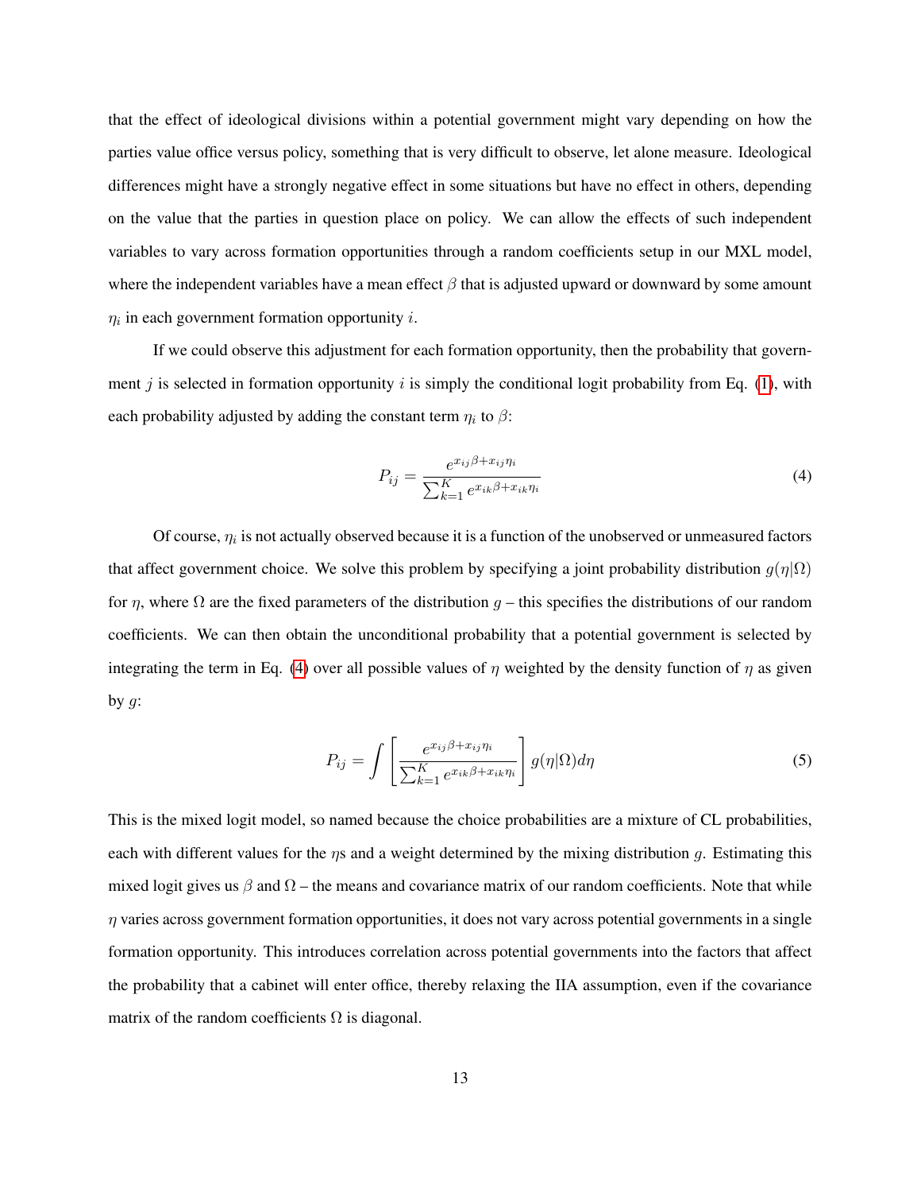that the effect of ideological divisions within a potential government might vary depending on how the parties value office versus policy, something that is very difficult to observe, let alone measure. Ideological differences might have a strongly negative effect in some situations but have no effect in others, depending on the value that the parties in question place on policy. We can allow the effects of such independent variables to vary across formation opportunities through a random coefficients setup in our MXL model, where the independent variables have a mean effect $\beta$ that is adjusted upward or downward by some amount $\eta_i$ in each government formation opportunity $i$.

If we could observe this adjustment for each formation opportunity, then the probability that government $j$ is selected in formation opportunity $i$ is simply the conditional logit probability from Eq. (1), with each probability adjusted by adding the constant term $\eta_i$ to $\beta$:

$$P_{ij} = \frac{e^{x_{ij}\beta + x_{ij}\eta_i}}{\sum_{k=1}^{K} e^{x_{ik}\beta + x_{ik}\eta_i}} \tag{4}$$

Of course, $\eta_i$ is not actually observed because it is a function of the unobserved or unmeasured factors that affect government choice. We solve this problem by specifying a joint probability distribution $g(\eta|\Omega)$ for $\eta$, where $\Omega$ are the fixed parameters of the distribution $g$ – this specifies the distributions of our random coefficients. We can then obtain the unconditional probability that a potential government is selected by integrating the term in Eq. (4) over all possible values of $\eta$ weighted by the density function of $\eta$ as given by $g$:

$$P_{ij} = \int \left[ \frac{e^{x_{ij}\beta + x_{ij}\eta_i}}{\sum_{k=1}^{K} e^{x_{ik}\beta + x_{ik}\eta_i}} \right] g(\eta|\Omega) d\eta \tag{5}$$

This is the mixed logit model, so named because the choice probabilities are a mixture of CL probabilities, each with different values for the $\eta$s and a weight determined by the mixing distribution $g$. Estimating this mixed logit gives us $\beta$ and $\Omega$ – the means and covariance matrix of our random coefficients. Note that while $\eta$ varies across government formation opportunities, it does not vary across potential governments in a single formation opportunity. This introduces correlation across potential governments into the factors that affect the probability that a cabinet will enter office, thereby relaxing the IIA assumption, even if the covariance matrix of the random coefficients $\Omega$ is diagonal.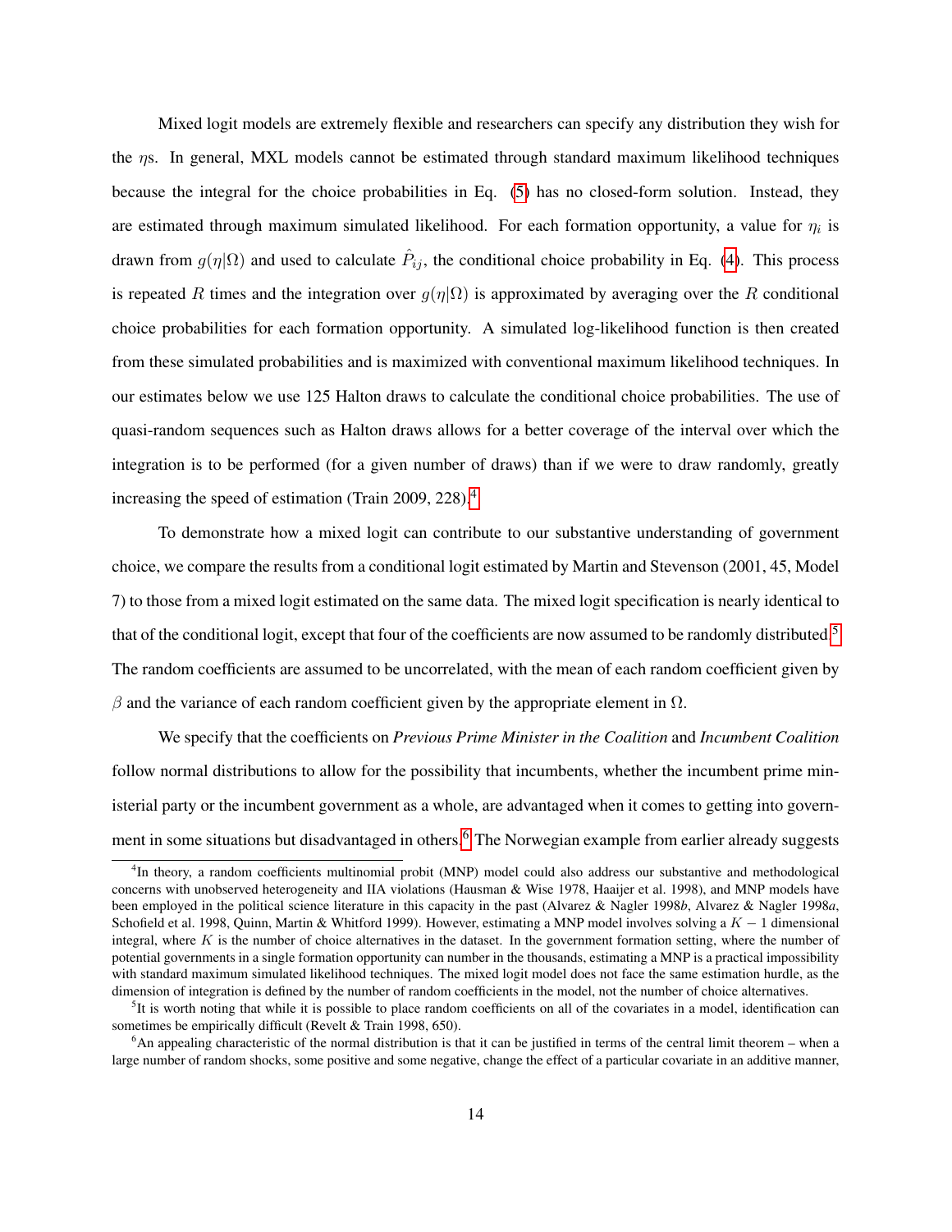Mixed logit models are extremely flexible and researchers can specify any distribution they wish for the $\eta$s. In general, MXL models cannot be estimated through standard maximum likelihood techniques because the integral for the choice probabilities in Eq. (5) has no closed-form solution. Instead, they are estimated through maximum simulated likelihood. For each formation opportunity, a value for $\eta_i$ is drawn from $g(\eta|\Omega)$ and used to calculate $\hat{P}_{ij}$, the conditional choice probability in Eq. (4). This process is repeated $R$ times and the integration over $g(\eta|\Omega)$ is approximated by averaging over the $R$ conditional choice probabilities for each formation opportunity. A simulated log-likelihood function is then created from these simulated probabilities and is maximized with conventional maximum likelihood techniques. In our estimates below we use 125 Halton draws to calculate the conditional choice probabilities. The use of quasi-random sequences such as Halton draws allows for a better coverage of the interval over which the integration is to be performed (for a given number of draws) than if we were to draw randomly, greatly increasing the speed of estimation (Train 2009, 228).[4]

To demonstrate how a mixed logit can contribute to our substantive understanding of government choice, we compare the results from a conditional logit estimated by Martin and Stevenson (2001, 45, Model 7) to those from a mixed logit estimated on the same data. The mixed logit specification is nearly identical to that of the conditional logit, except that four of the coefficients are now assumed to be randomly distributed.[5] The random coefficients are assumed to be uncorrelated, with the mean of each random coefficient given by $\beta$ and the variance of each random coefficient given by the appropriate element in $\Omega$.

We specify that the coefficients on *Previous Prime Minister in the Coalition* and *Incumbent Coalition* follow normal distributions to allow for the possibility that incumbents, whether the incumbent prime ministerial party or the incumbent government as a whole, are advantaged when it comes to getting into government in some situations but disadvantaged in others.[6] The Norwegian example from earlier already suggests

[4] In theory, a random coefficients multinomial probit (MNP) model could also address our substantive and methodological concerns with unobserved heterogeneity and IIA violations (Hausman & Wise 1978, Haaijer et al. 1998), and MNP models have been employed in the political science literature in this capacity in the past (Alvarez & Nagler 1998*b*, Alvarez & Nagler 1998*a*, Schofield et al. 1998, Quinn, Martin & Whitford 1999). However, estimating a MNP model involves solving a $K-1$ dimensional integral, where $K$ is the number of choice alternatives in the dataset. In the government formation setting, where the number of potential governments in a single formation opportunity can number in the thousands, estimating a MNP is a practical impossibility with standard maximum likelihood techniques. The mixed logit model does not face the same estimation hurdle, as the dimension of integration is defined by the number of random coefficients in the model, not the number of choice alternatives.

[5] It is worth noting that while it is possible to place random coefficients on all of the covariates in a model, identification can sometimes be empirically difficult (Revelt & Train 1998, 650).

[6] An appealing characteristic of the normal distribution is that it can be justified in terms of the central limit theorem – when a large number of random shocks, some positive and some negative, change the effect of a particular covariate in an additive manner,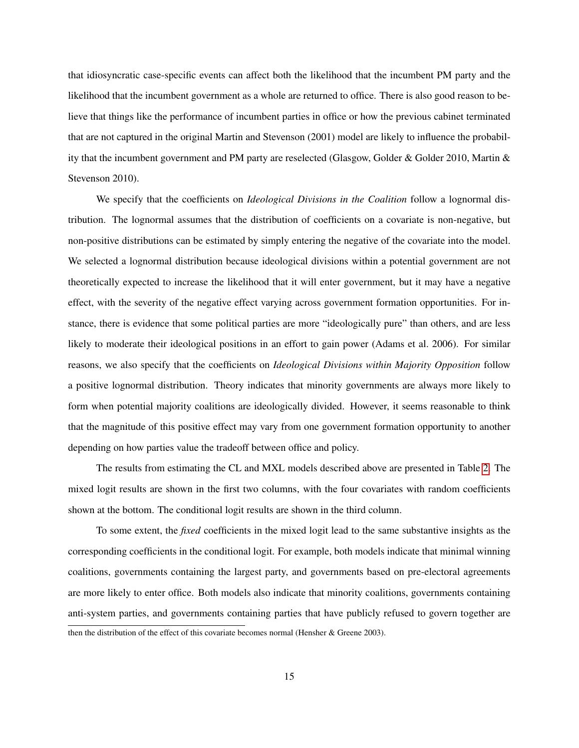that idiosyncratic case-specific events can affect both the likelihood that the incumbent PM party and the likelihood that the incumbent government as a whole are returned to office. There is also good reason to believe that things like the performance of incumbent parties in office or how the previous cabinet terminated that are not captured in the original Martin and Stevenson (2001) model are likely to influence the probability that the incumbent government and PM party are reselected (Glasgow, Golder & Golder 2010, Martin & Stevenson 2010).

We specify that the coefficients on *Ideological Divisions in the Coalition* follow a lognormal distribution. The lognormal assumes that the distribution of coefficients on a covariate is non-negative, but non-positive distributions can be estimated by simply entering the negative of the covariate into the model. We selected a lognormal distribution because ideological divisions within a potential government are not theoretically expected to increase the likelihood that it will enter government, but it may have a negative effect, with the severity of the negative effect varying across government formation opportunities. For instance, there is evidence that some political parties are more "ideologically pure" than others, and are less likely to moderate their ideological positions in an effort to gain power (Adams et al. 2006). For similar reasons, we also specify that the coefficients on *Ideological Divisions within Majority Opposition* follow a positive lognormal distribution. Theory indicates that minority governments are always more likely to form when potential majority coalitions are ideologically divided. However, it seems reasonable to think that the magnitude of this positive effect may vary from one government formation opportunity to another depending on how parties value the tradeoff between office and policy.

The results from estimating the CL and MXL models described above are presented in Table 2. The mixed logit results are shown in the first two columns, with the four covariates with random coefficients shown at the bottom. The conditional logit results are shown in the third column.

To some extent, the *fixed* coefficients in the mixed logit lead to the same substantive insights as the corresponding coefficients in the conditional logit. For example, both models indicate that minimal winning coalitions, governments containing the largest party, and governments based on pre-electoral agreements are more likely to enter office. Both models also indicate that minority coalitions, governments containing anti-system parties, and governments containing parties that have publicly refused to govern together are

then the distribution of the effect of this covariate becomes normal (Hensher & Greene 2003).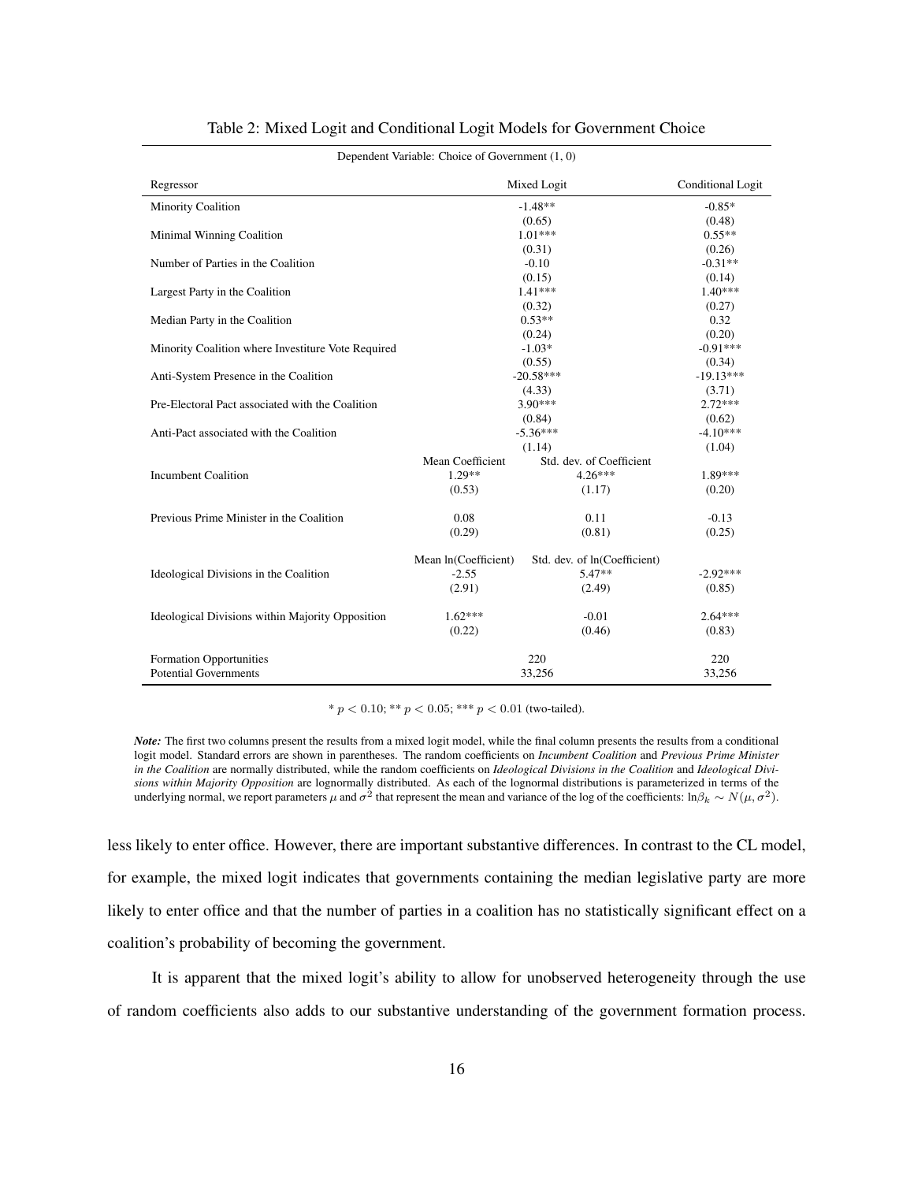Table 2: Mixed Logit and Conditional Logit Models for Government Choice

| Dependent Variable: Choice of Government (1, 0) | | | |
|---|---|---|---|
| Regressor | Mixed Logit | | Conditional Logit |
| Minority Coalition | -1.48** | | -0.85* |
| | (0.65) | | (0.48) |
| Minimal Winning Coalition | 1.01*** | | 0.55** |
| | (0.31) | | (0.26) |
| Number of Parties in the Coalition | -0.10 | | -0.31** |
| | (0.15) | | (0.14) |
| Largest Party in the Coalition | 1.41*** | | 1.40*** |
| | (0.32) | | (0.27) |
| Median Party in the Coalition | 0.53** | | 0.32 |
| | (0.24) | | (0.20) |
| Minority Coalition where Investiture Vote Required | -1.03* | | -0.91*** |
| | (0.55) | | (0.34) |
| Anti-System Presence in the Coalition | -20.58*** | | -19.13*** |
| | (4.33) | | (3.71) |
| Pre-Electoral Pact associated with the Coalition | 3.90*** | | 2.72*** |
| | (0.84) | | (0.62) |
| Anti-Pact associated with the Coalition | -5.36*** | | -4.10*** |
| | (1.14) | | (1.04) |
| | Mean Coefficient | Std. dev. of Coefficient | |
| Incumbent Coalition | 1.29** | 4.26*** | 1.89*** |
| | (0.53) | (1.17) | (0.20) |
| Previous Prime Minister in the Coalition | 0.08 | 0.11 | -0.13 |
| | (0.29) | (0.81) | (0.25) |
| | Mean ln(Coefficient) | Std. dev. of ln(Coefficient) | |
| Ideological Divisions in the Coalition | -2.55 | 5.47** | -2.92*** |
| | (2.91) | (2.49) | (0.85) |
| Ideological Divisions within Majority Opposition | 1.62*** | -0.01 | 2.64*** |
| | (0.22) | (0.46) | (0.83) |
| Formation Opportunities | 220 | | 220 |
| Potential Governments | 33,256 | | 33,256 |

* $p < 0.10$; ** $p < 0.05$; *** $p < 0.01$ (two-tailed).

***Note:*** The first two columns present the results from a mixed logit model, while the final column presents the results from a conditional logit model. Standard errors are shown in parentheses. The random coefficients on *Incumbent Coalition* and *Previous Prime Minister in the Coalition* are normally distributed, while the random coefficients on *Ideological Divisions in the Coalition* and *Ideological Divisions within Majority Opposition* are lognormally distributed. As each of the lognormal distributions is parameterized in terms of the underlying normal, we report parameters $\mu$ and $\sigma^2$ that represent the mean and variance of the log of the coefficients: $\ln\beta_k \sim N(\mu, \sigma^2)$.

less likely to enter office. However, there are important substantive differences. In contrast to the CL model, for example, the mixed logit indicates that governments containing the median legislative party are more likely to enter office and that the number of parties in a coalition has no statistically significant effect on a coalition's probability of becoming the government.

It is apparent that the mixed logit's ability to allow for unobserved heterogeneity through the use of random coefficients also adds to our substantive understanding of the government formation process.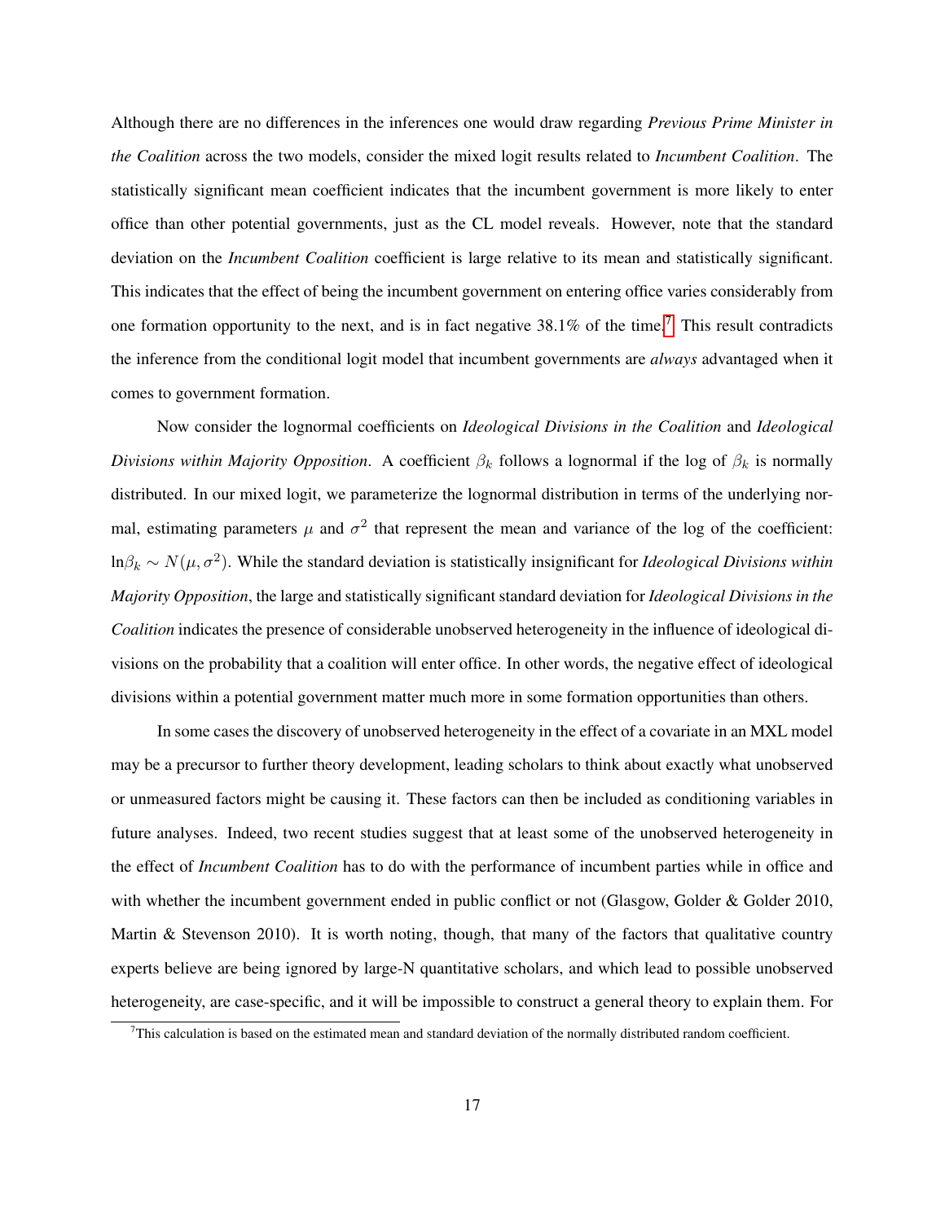Although there are no differences in the inferences one would draw regarding *Previous Prime Minister in the Coalition* across the two models, consider the mixed logit results related to *Incumbent Coalition*. The statistically significant mean coefficient indicates that the incumbent government is more likely to enter office than other potential governments, just as the CL model reveals. However, note that the standard deviation on the *Incumbent Coalition* coefficient is large relative to its mean and statistically significant. This indicates that the effect of being the incumbent government on entering office varies considerably from one formation opportunity to the next, and is in fact negative 38.1% of the time.[7] This result contradicts the inference from the conditional logit model that incumbent governments are *always* advantaged when it comes to government formation.

Now consider the lognormal coefficients on *Ideological Divisions in the Coalition* and *Ideological Divisions within Majority Opposition*. A coefficient $\beta_k$ follows a lognormal if the log of $\beta_k$ is normally distributed. In our mixed logit, we parameterize the lognormal distribution in terms of the underlying normal, estimating parameters $\mu$ and $\sigma^2$ that represent the mean and variance of the log of the coefficient: $\ln\beta_k \sim N(\mu, \sigma^2)$. While the standard deviation is statistically insignificant for *Ideological Divisions within Majority Opposition*, the large and statistically significant standard deviation for *Ideological Divisions in the Coalition* indicates the presence of considerable unobserved heterogeneity in the influence of ideological divisions on the probability that a coalition will enter office. In other words, the negative effect of ideological divisions within a potential government matter much more in some formation opportunities than others.

In some cases the discovery of unobserved heterogeneity in the effect of a covariate in an MXL model may be a precursor to further theory development, leading scholars to think about exactly what unobserved or unmeasured factors might be causing it. These factors can then be included as conditioning variables in future analyses. Indeed, two recent studies suggest that at least some of the unobserved heterogeneity in the effect of *Incumbent Coalition* has to do with the performance of incumbent parties while in office and with whether the incumbent government ended in public conflict or not (Glasgow, Golder & Golder 2010, Martin & Stevenson 2010). It is worth noting, though, that many of the factors that qualitative country experts believe are being ignored by large-N quantitative scholars, and which lead to possible unobserved heterogeneity, are case-specific, and it will be impossible to construct a general theory to explain them. For

[7] This calculation is based on the estimated mean and standard deviation of the normally distributed random coefficient.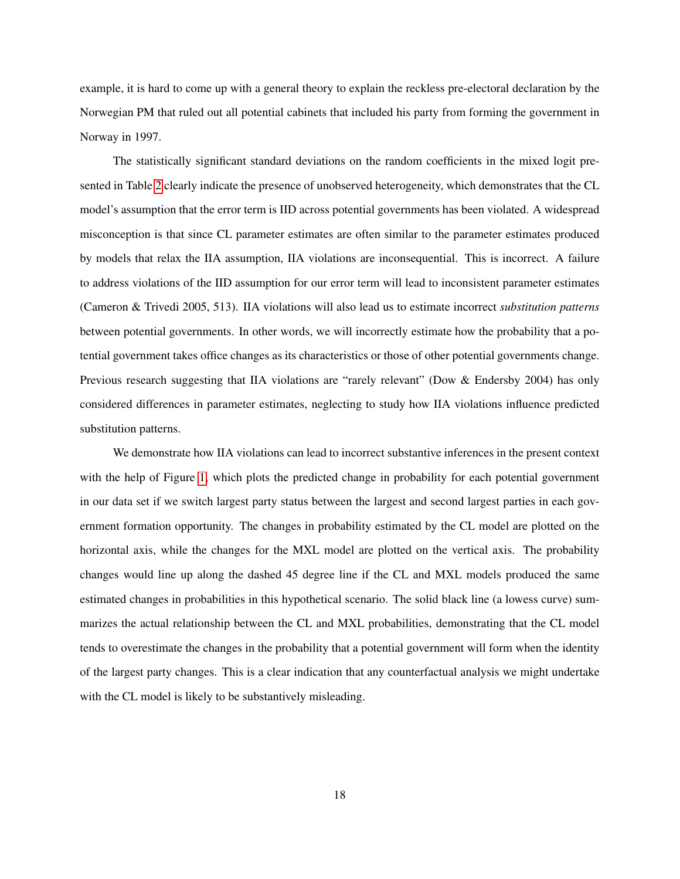example, it is hard to come up with a general theory to explain the reckless pre-electoral declaration by the Norwegian PM that ruled out all potential cabinets that included his party from forming the government in Norway in 1997.

The statistically significant standard deviations on the random coefficients in the mixed logit presented in Table 2 clearly indicate the presence of unobserved heterogeneity, which demonstrates that the CL model's assumption that the error term is IID across potential governments has been violated. A widespread misconception is that since CL parameter estimates are often similar to the parameter estimates produced by models that relax the IIA assumption, IIA violations are inconsequential. This is incorrect. A failure to address violations of the IID assumption for our error term will lead to inconsistent parameter estimates (Cameron & Trivedi 2005, 513). IIA violations will also lead us to estimate incorrect *substitution patterns* between potential governments. In other words, we will incorrectly estimate how the probability that a potential government takes office changes as its characteristics or those of other potential governments change. Previous research suggesting that IIA violations are "rarely relevant" (Dow & Endersby 2004) has only considered differences in parameter estimates, neglecting to study how IIA violations influence predicted substitution patterns.

We demonstrate how IIA violations can lead to incorrect substantive inferences in the present context with the help of Figure 1, which plots the predicted change in probability for each potential government in our data set if we switch largest party status between the largest and second largest parties in each government formation opportunity. The changes in probability estimated by the CL model are plotted on the horizontal axis, while the changes for the MXL model are plotted on the vertical axis. The probability changes would line up along the dashed 45 degree line if the CL and MXL models produced the same estimated changes in probabilities in this hypothetical scenario. The solid black line (a lowess curve) summarizes the actual relationship between the CL and MXL probabilities, demonstrating that the CL model tends to overestimate the changes in the probability that a potential government will form when the identity of the largest party changes. This is a clear indication that any counterfactual analysis we might undertake with the CL model is likely to be substantively misleading.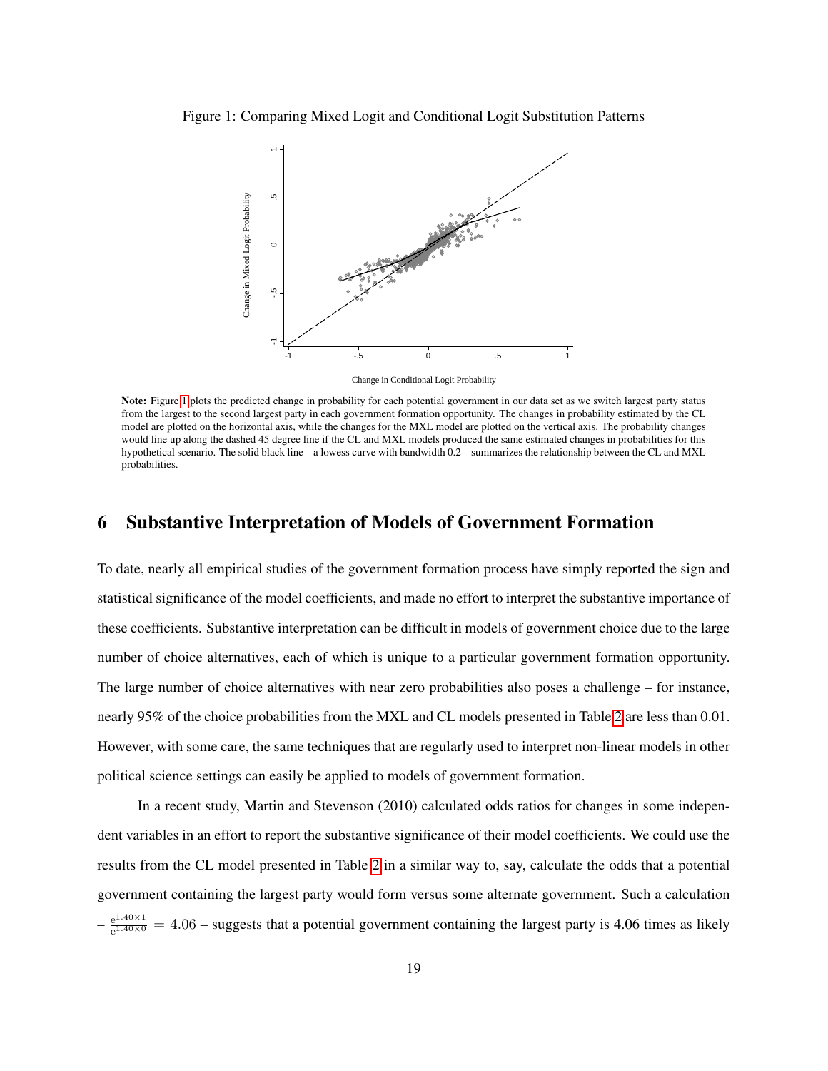Figure 1: Comparing Mixed Logit and Conditional Logit Substitution Patterns

**Note:** Figure 1 plots the predicted change in probability for each potential government in our data set as we switch largest party status from the largest to the second largest party in each government formation opportunity. The changes in probability estimated by the CL model are plotted on the horizontal axis, while the changes for the MXL model are plotted on the vertical axis. The probability changes would line up along the dashed 45 degree line if the CL and MXL models produced the same estimated changes in probabilities for this hypothetical scenario. The solid black line – a lowess curve with bandwidth 0.2 – summarizes the relationship between the CL and MXL probabilities.

# 6 Substantive Interpretation of Models of Government Formation

To date, nearly all empirical studies of the government formation process have simply reported the sign and statistical significance of the model coefficients, and made no effort to interpret the substantive importance of these coefficients. Substantive interpretation can be difficult in models of government choice due to the large number of choice alternatives, each of which is unique to a particular government formation opportunity. The large number of choice alternatives with near zero probabilities also poses a challenge – for instance, nearly 95% of the choice probabilities from the MXL and CL models presented in Table 2 are less than 0.01. However, with some care, the same techniques that are regularly used to interpret non-linear models in other political science settings can easily be applied to models of government formation.

In a recent study, Martin and Stevenson (2010) calculated odds ratios for changes in some independent variables in an effort to report the substantive significance of their model coefficients. We could use the results from the CL model presented in Table 2 in a similar way to, say, calculate the odds that a potential government containing the largest party would form versus some alternate government. Such a calculation – $\frac{e^{1.40\times1}}{e^{1.40\times0}} = 4.06$ – suggests that a potential government containing the largest party is 4.06 times as likely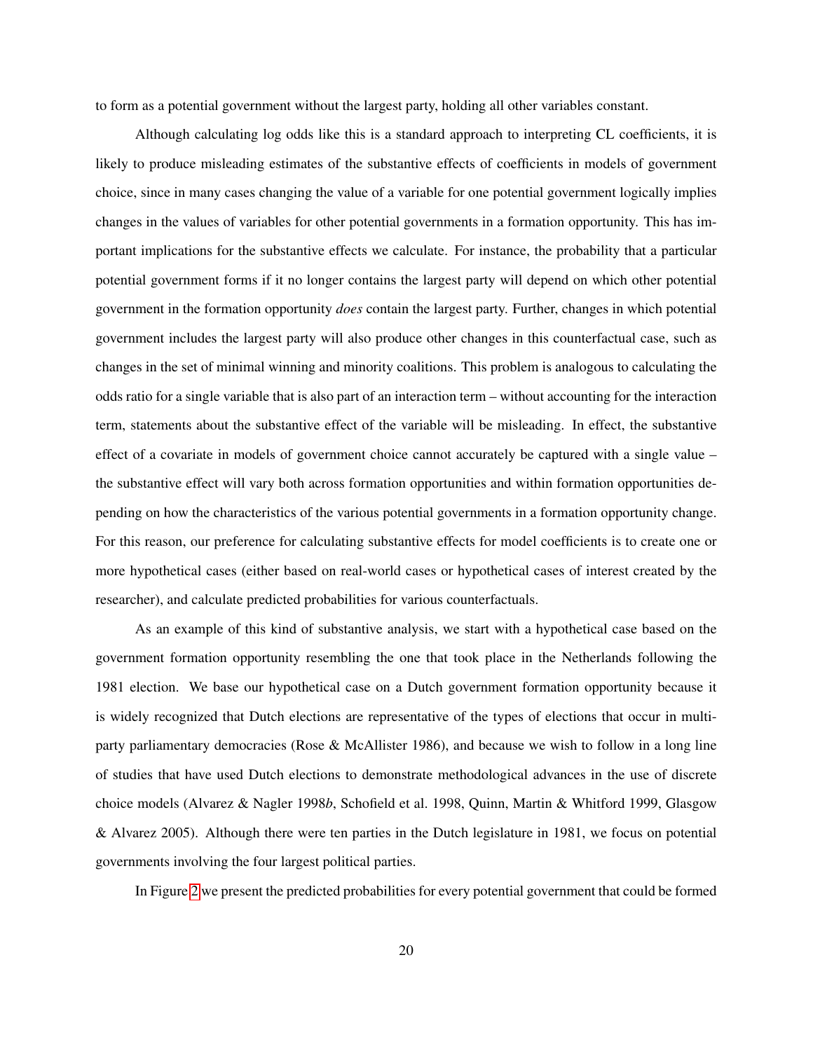to form as a potential government without the largest party, holding all other variables constant.

Although calculating log odds like this is a standard approach to interpreting CL coefficients, it is likely to produce misleading estimates of the substantive effects of coefficients in models of government choice, since in many cases changing the value of a variable for one potential government logically implies changes in the values of variables for other potential governments in a formation opportunity. This has important implications for the substantive effects we calculate. For instance, the probability that a particular potential government forms if it no longer contains the largest party will depend on which other potential government in the formation opportunity *does* contain the largest party. Further, changes in which potential government includes the largest party will also produce other changes in this counterfactual case, such as changes in the set of minimal winning and minority coalitions. This problem is analogous to calculating the odds ratio for a single variable that is also part of an interaction term – without accounting for the interaction term, statements about the substantive effect of the variable will be misleading. In effect, the substantive effect of a covariate in models of government choice cannot accurately be captured with a single value – the substantive effect will vary both across formation opportunities and within formation opportunities depending on how the characteristics of the various potential governments in a formation opportunity change. For this reason, our preference for calculating substantive effects for model coefficients is to create one or more hypothetical cases (either based on real-world cases or hypothetical cases of interest created by the researcher), and calculate predicted probabilities for various counterfactuals.

As an example of this kind of substantive analysis, we start with a hypothetical case based on the government formation opportunity resembling the one that took place in the Netherlands following the 1981 election. We base our hypothetical case on a Dutch government formation opportunity because it is widely recognized that Dutch elections are representative of the types of elections that occur in multi-party parliamentary democracies (Rose & McAllister 1986), and because we wish to follow in a long line of studies that have used Dutch elections to demonstrate methodological advances in the use of discrete choice models (Alvarez & Nagler 1998*b*, Schofield et al. 1998, Quinn, Martin & Whitford 1999, Glasgow & Alvarez 2005). Although there were ten parties in the Dutch legislature in 1981, we focus on potential governments involving the four largest political parties.

In Figure 2 we present the predicted probabilities for every potential government that could be formed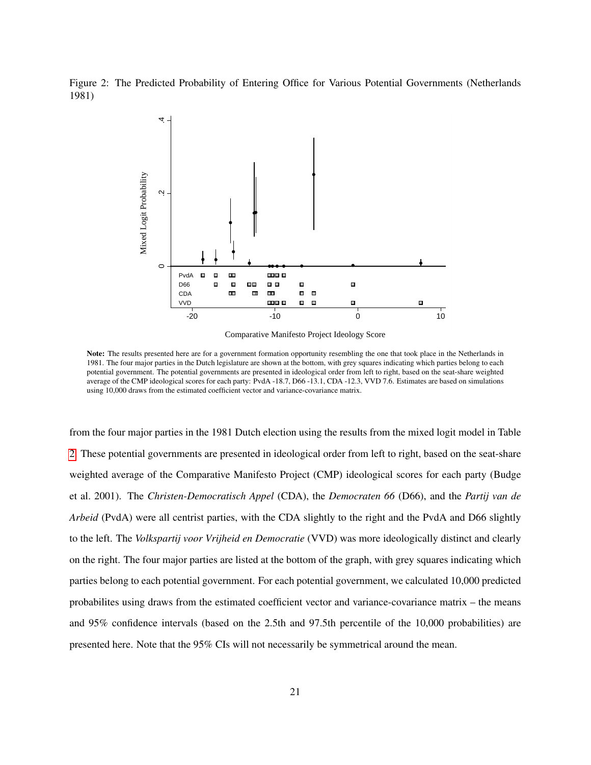Figure 2: The Predicted Probability of Entering Office for Various Potential Governments (Netherlands 1981)

**Note:** The results presented here are for a government formation opportunity resembling the one that took place in the Netherlands in 1981. The four major parties in the Dutch legislature are shown at the bottom, with grey squares indicating which parties belong to each potential government. The potential governments are presented in ideological order from left to right, based on the seat-share weighted average of the CMP ideological scores for each party: PvdA -18.7, D66 -13.1, CDA -12.3, VVD 7.6. Estimates are based on simulations using 10,000 draws from the estimated coefficient vector and variance-covariance matrix.

from the four major parties in the 1981 Dutch election using the results from the mixed logit model in Table 2. These potential governments are presented in ideological order from left to right, based on the seat-share weighted average of the Comparative Manifesto Project (CMP) ideological scores for each party (Budge et al. 2001). The *Christen-Democratisch Appel* (CDA), the *Democraten 66* (D66), and the *Partij van de Arbeid* (PvdA) were all centrist parties, with the CDA slightly to the right and the PvdA and D66 slightly to the left. The *Volkspartij voor Vrijheid en Democratie* (VVD) was more ideologically distinct and clearly on the right. The four major parties are listed at the bottom of the graph, with grey squares indicating which parties belong to each potential government. For each potential government, we calculated 10,000 predicted probabilites using draws from the estimated coefficient vector and variance-covariance matrix – the means and 95% confidence intervals (based on the 2.5th and 97.5th percentile of the 10,000 probabilities) are presented here. Note that the 95% CIs will not necessarily be symmetrical around the mean.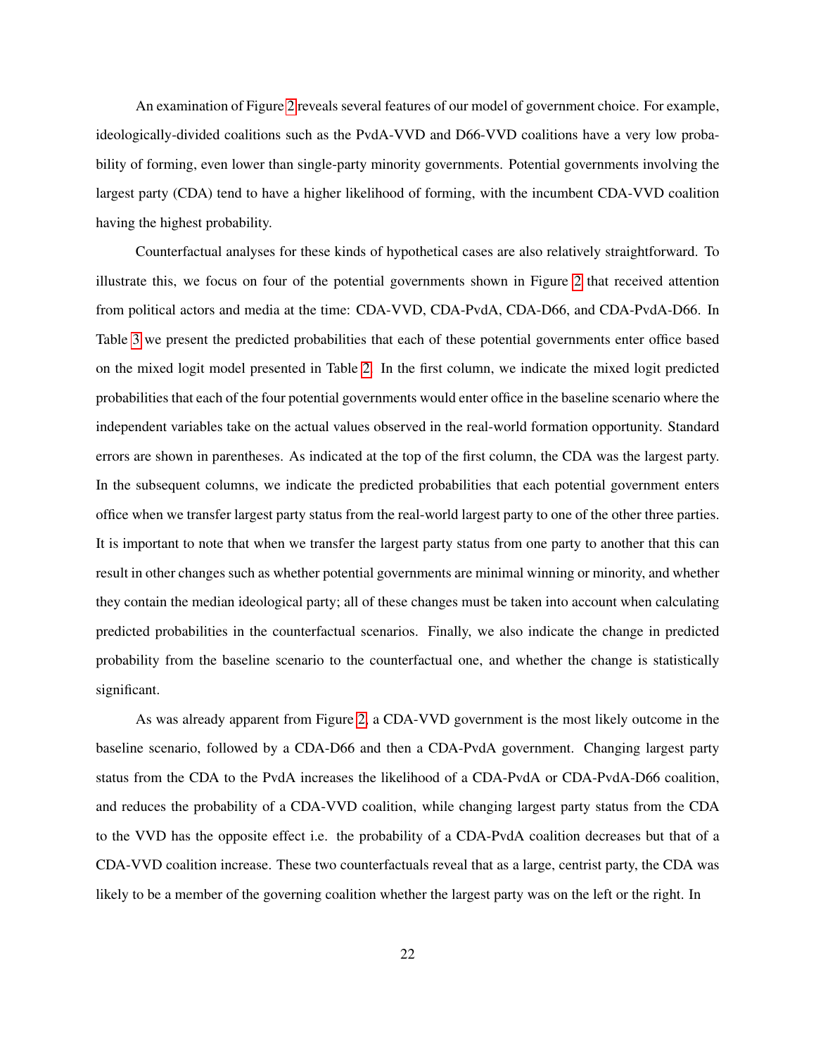An examination of Figure 2 reveals several features of our model of government choice. For example, ideologically-divided coalitions such as the PvdA-VVD and D66-VVD coalitions have a very low probability of forming, even lower than single-party minority governments. Potential governments involving the largest party (CDA) tend to have a higher likelihood of forming, with the incumbent CDA-VVD coalition having the highest probability.

Counterfactual analyses for these kinds of hypothetical cases are also relatively straightforward. To illustrate this, we focus on four of the potential governments shown in Figure 2 that received attention from political actors and media at the time: CDA-VVD, CDA-PvdA, CDA-D66, and CDA-PvdA-D66. In Table 3 we present the predicted probabilities that each of these potential governments enter office based on the mixed logit model presented in Table 2. In the first column, we indicate the mixed logit predicted probabilities that each of the four potential governments would enter office in the baseline scenario where the independent variables take on the actual values observed in the real-world formation opportunity. Standard errors are shown in parentheses. As indicated at the top of the first column, the CDA was the largest party. In the subsequent columns, we indicate the predicted probabilities that each potential government enters office when we transfer largest party status from the real-world largest party to one of the other three parties. It is important to note that when we transfer the largest party status from one party to another that this can result in other changes such as whether potential governments are minimal winning or minority, and whether they contain the median ideological party; all of these changes must be taken into account when calculating predicted probabilities in the counterfactual scenarios. Finally, we also indicate the change in predicted probability from the baseline scenario to the counterfactual one, and whether the change is statistically significant.

As was already apparent from Figure 2, a CDA-VVD government is the most likely outcome in the baseline scenario, followed by a CDA-D66 and then a CDA-PvdA government. Changing largest party status from the CDA to the PvdA increases the likelihood of a CDA-PvdA or CDA-PvdA-D66 coalition, and reduces the probability of a CDA-VVD coalition, while changing largest party status from the CDA to the VVD has the opposite effect i.e. the probability of a CDA-PvdA coalition decreases but that of a CDA-VVD coalition increase. These two counterfactuals reveal that as a large, centrist party, the CDA was likely to be a member of the governing coalition whether the largest party was on the left or the right. In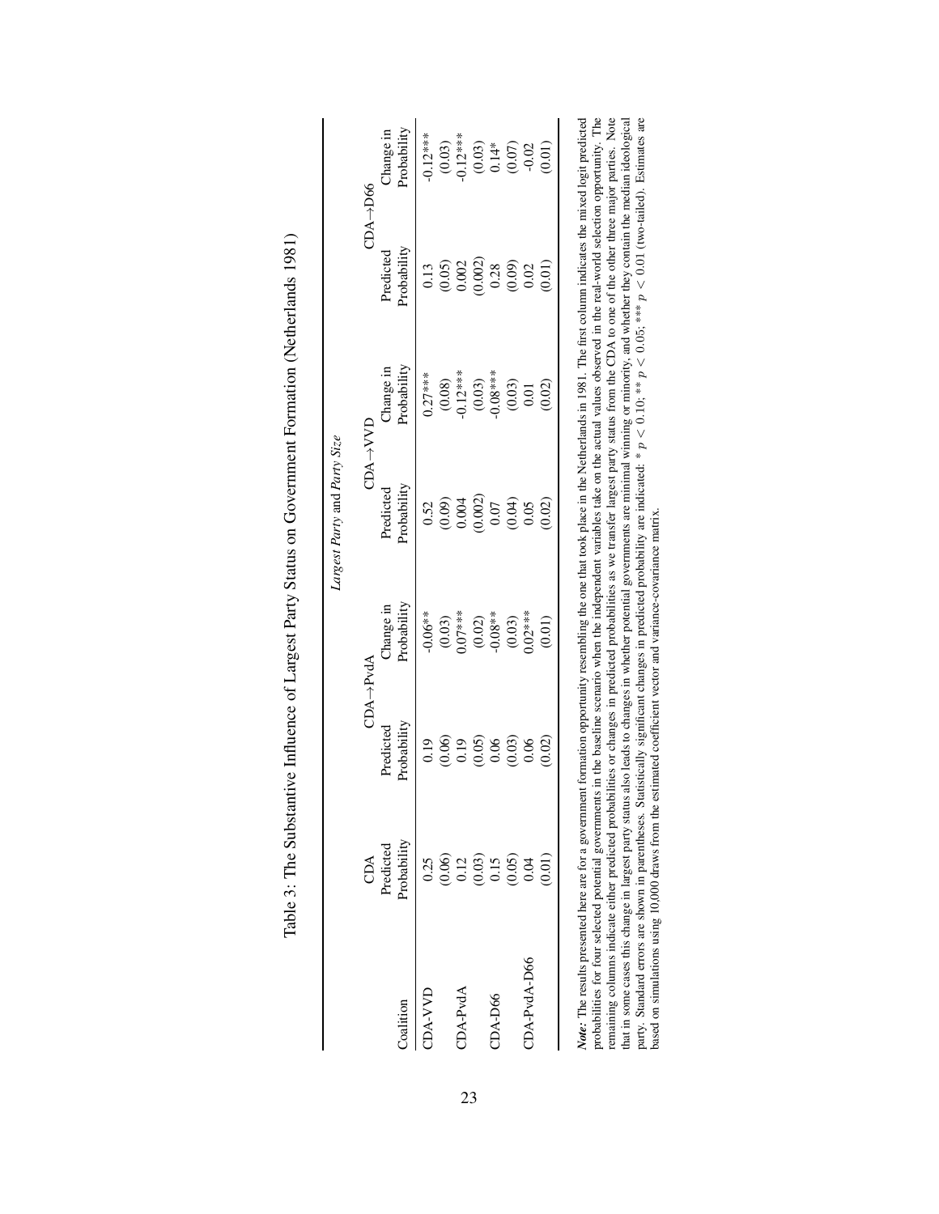## Table 3: The Substantive Influence of Largest Party Status on Government Formation (Netherlands 1981)

| | *Largest Party* and *Party Size* | | | | | | |
|---|---|---|---|---|---|---|---|
| | CDA | CDA→PvdA | | CDA→VVD | | CDA→D66 | |
| Coalition | Predicted Probability | Predicted Probability | Change in Probability | Predicted Probability | Change in Probability | Predicted Probability | Change in Probability |
| CDA-VVD | 0.25 | 0.19 | -0.06** | 0.52 | 0.27*** | 0.13 | -0.12*** |
| | (0.06) | (0.06) | (0.03) | (0.09) | (0.08) | (0.05) | (0.03) |
| CDA-PvdA | 0.12 | 0.19 | 0.07*** | 0.004 | -0.12*** | 0.002 | -0.12*** |
| | (0.03) | (0.05) | (0.02) | (0.002) | (0.03) | (0.002) | (0.03) |
| CDA-D66 | 0.15 | 0.06 | -0.08** | 0.07 | -0.08*** | 0.28 | 0.14* |
| | (0.05) | (0.03) | (0.03) | (0.04) | (0.03) | (0.09) | (0.07) |
| CDA-PvdA-D66 | 0.04 | 0.06 | 0.02*** | 0.05 | 0.01 | 0.02 | -0.02 |
| | (0.01) | (0.02) | (0.01) | (0.02) | (0.02) | (0.01) | (0.01) |

***Note:*** The results presented here are for a government formation opportunity resembling the one that took place in the Netherlands in 1981. The first column indicates the mixed logit predicted probabilities for four selected potential governments in the baseline scenario when the independent variables take on the actual values observed in the real-world selection opportunity. The remaining columns indicate either predicted probabilities or changes in predicted probabilities as we transfer largest party status from the CDA to one of the other three major parties. Note that in some cases this change in largest party status also leads to changes in whether potential governments are minimal winning or minority, and whether they contain the median ideological party. Standard errors are shown in parentheses. Statistically significant changes in predicted probability are indicated: * $p < 0.10$; ** $p < 0.05$; *** $p < 0.01$ (two-tailed). Estimates are based on simulations using 10,000 draws from the estimated coefficient vector and variance-covariance matrix.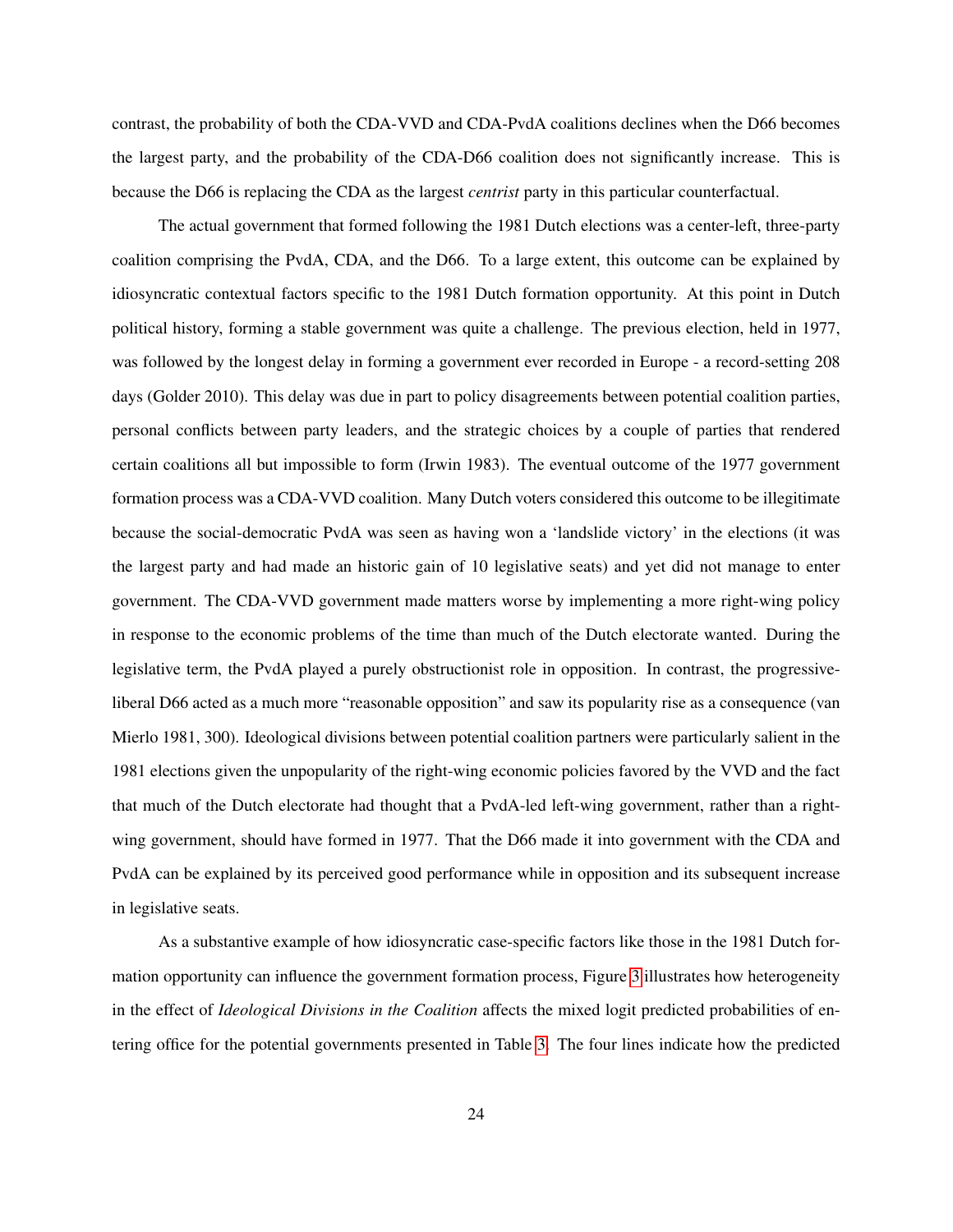contrast, the probability of both the CDA-VVD and CDA-PvdA coalitions declines when the D66 becomes the largest party, and the probability of the CDA-D66 coalition does not significantly increase. This is because the D66 is replacing the CDA as the largest *centrist* party in this particular counterfactual.

The actual government that formed following the 1981 Dutch elections was a center-left, three-party coalition comprising the PvdA, CDA, and the D66. To a large extent, this outcome can be explained by idiosyncratic contextual factors specific to the 1981 Dutch formation opportunity. At this point in Dutch political history, forming a stable government was quite a challenge. The previous election, held in 1977, was followed by the longest delay in forming a government ever recorded in Europe - a record-setting 208 days (Golder 2010). This delay was due in part to policy disagreements between potential coalition parties, personal conflicts between party leaders, and the strategic choices by a couple of parties that rendered certain coalitions all but impossible to form (Irwin 1983). The eventual outcome of the 1977 government formation process was a CDA-VVD coalition. Many Dutch voters considered this outcome to be illegitimate because the social-democratic PvdA was seen as having won a 'landslide victory' in the elections (it was the largest party and had made an historic gain of 10 legislative seats) and yet did not manage to enter government. The CDA-VVD government made matters worse by implementing a more right-wing policy in response to the economic problems of the time than much of the Dutch electorate wanted. During the legislative term, the PvdA played a purely obstructionist role in opposition. In contrast, the progressive-liberal D66 acted as a much more "reasonable opposition" and saw its popularity rise as a consequence (van Mierlo 1981, 300). Ideological divisions between potential coalition partners were particularly salient in the 1981 elections given the unpopularity of the right-wing economic policies favored by the VVD and the fact that much of the Dutch electorate had thought that a PvdA-led left-wing government, rather than a right-wing government, should have formed in 1977. That the D66 made it into government with the CDA and PvdA can be explained by its perceived good performance while in opposition and its subsequent increase in legislative seats.

As a substantive example of how idiosyncratic case-specific factors like those in the 1981 Dutch formation opportunity can influence the government formation process, Figure 3 illustrates how heterogeneity in the effect of *Ideological Divisions in the Coalition* affects the mixed logit predicted probabilities of entering office for the potential governments presented in Table 3. The four lines indicate how the predicted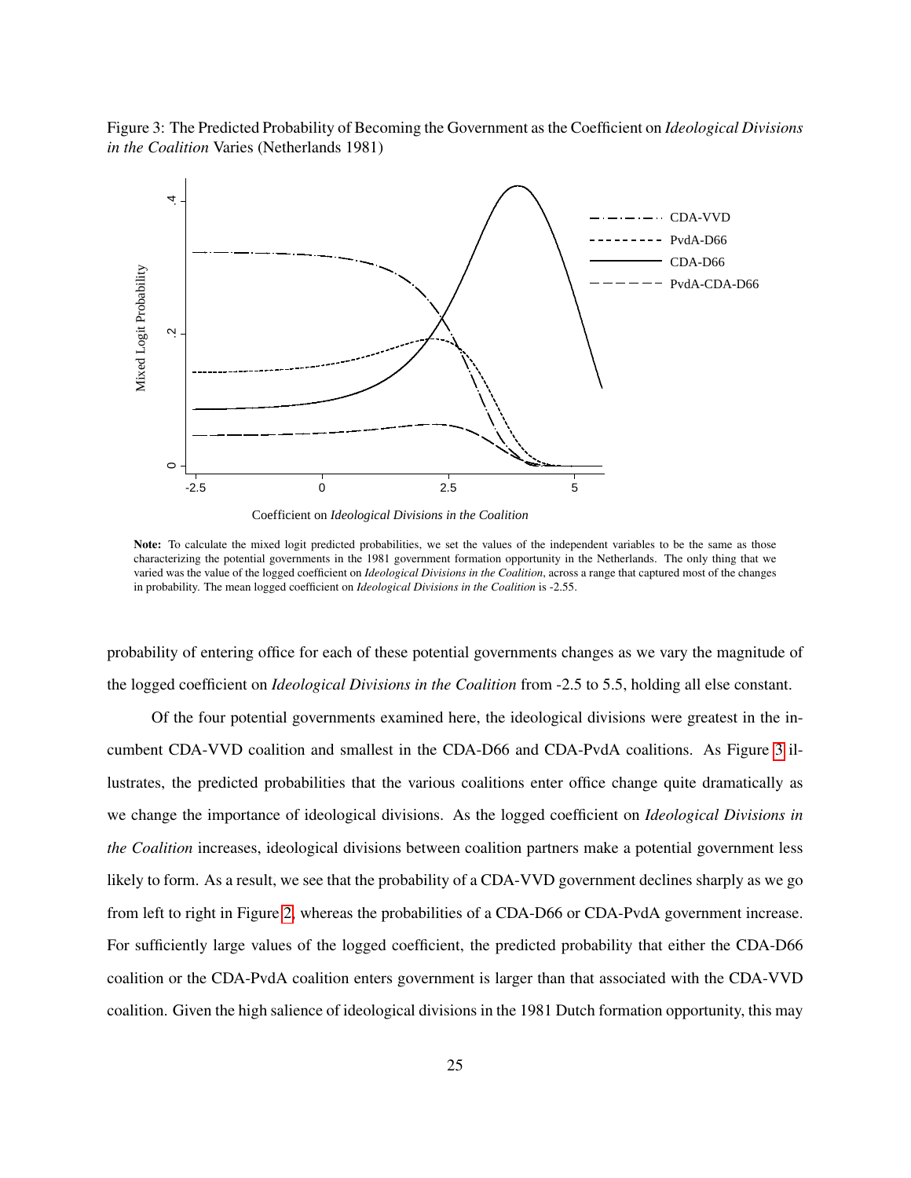Figure 3: The Predicted Probability of Becoming the Government as the Coefficient on *Ideological Divisions in the Coalition* Varies (Netherlands 1981)

**Note:** To calculate the mixed logit predicted probabilities, we set the values of the independent variables to be the same as those characterizing the potential governments in the 1981 government formation opportunity in the Netherlands. The only thing that we varied was the value of the logged coefficient on *Ideological Divisions in the Coalition*, across a range that captured most of the changes in probability. The mean logged coefficient on *Ideological Divisions in the Coalition* is -2.55.

probability of entering office for each of these potential governments changes as we vary the magnitude of the logged coefficient on *Ideological Divisions in the Coalition* from -2.5 to 5.5, holding all else constant.

Of the four potential governments examined here, the ideological divisions were greatest in the incumbent CDA-VVD coalition and smallest in the CDA-D66 and CDA-PvdA coalitions. As Figure 3 illustrates, the predicted probabilities that the various coalitions enter office change quite dramatically as we change the importance of ideological divisions. As the logged coefficient on *Ideological Divisions in the Coalition* increases, ideological divisions between coalition partners make a potential government less likely to form. As a result, we see that the probability of a CDA-VVD government declines sharply as we go from left to right in Figure 2, whereas the probabilities of a CDA-D66 or CDA-PvdA government increase. For sufficiently large values of the logged coefficient, the predicted probability that either the CDA-D66 coalition or the CDA-PvdA coalition enters government is larger than that associated with the CDA-VVD coalition. Given the high salience of ideological divisions in the 1981 Dutch formation opportunity, this may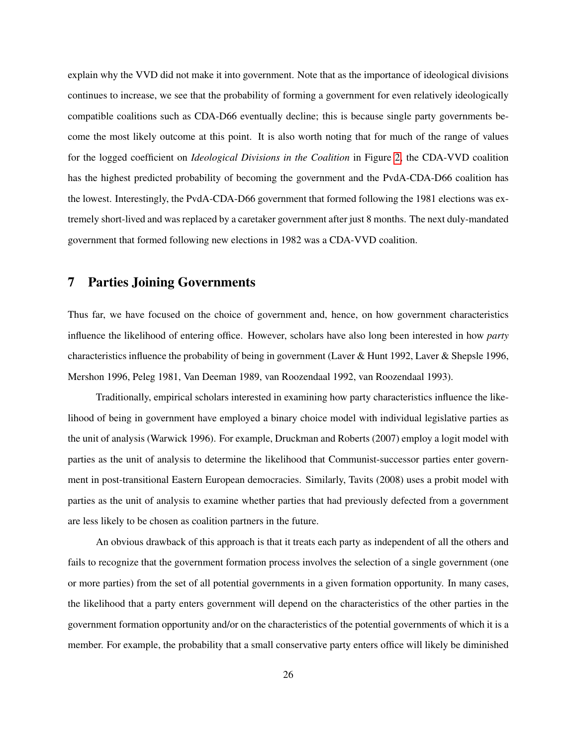explain why the VVD did not make it into government. Note that as the importance of ideological divisions continues to increase, we see that the probability of forming a government for even relatively ideologically compatible coalitions such as CDA-D66 eventually decline; this is because single party governments become the most likely outcome at this point. It is also worth noting that for much of the range of values for the logged coefficient on *Ideological Divisions in the Coalition* in Figure 2, the CDA-VVD coalition has the highest predicted probability of becoming the government and the PvdA-CDA-D66 coalition has the lowest. Interestingly, the PvdA-CDA-D66 government that formed following the 1981 elections was extremely short-lived and was replaced by a caretaker government after just 8 months. The next duly-mandated government that formed following new elections in 1982 was a CDA-VVD coalition.

## 7 Parties Joining Governments

Thus far, we have focused on the choice of government and, hence, on how government characteristics influence the likelihood of entering office. However, scholars have also long been interested in how *party* characteristics influence the probability of being in government (Laver & Hunt 1992, Laver & Shepsle 1996, Mershon 1996, Peleg 1981, Van Deeman 1989, van Roozendaal 1992, van Roozendaal 1993).

Traditionally, empirical scholars interested in examining how party characteristics influence the likelihood of being in government have employed a binary choice model with individual legislative parties as the unit of analysis (Warwick 1996). For example, Druckman and Roberts (2007) employ a logit model with parties as the unit of analysis to determine the likelihood that Communist-successor parties enter government in post-transitional Eastern European democracies. Similarly, Tavits (2008) uses a probit model with parties as the unit of analysis to examine whether parties that had previously defected from a government are less likely to be chosen as coalition partners in the future.

An obvious drawback of this approach is that it treats each party as independent of all the others and fails to recognize that the government formation process involves the selection of a single government (one or more parties) from the set of all potential governments in a given formation opportunity. In many cases, the likelihood that a party enters government will depend on the characteristics of the other parties in the government formation opportunity and/or on the characteristics of the potential governments of which it is a member. For example, the probability that a small conservative party enters office will likely be diminished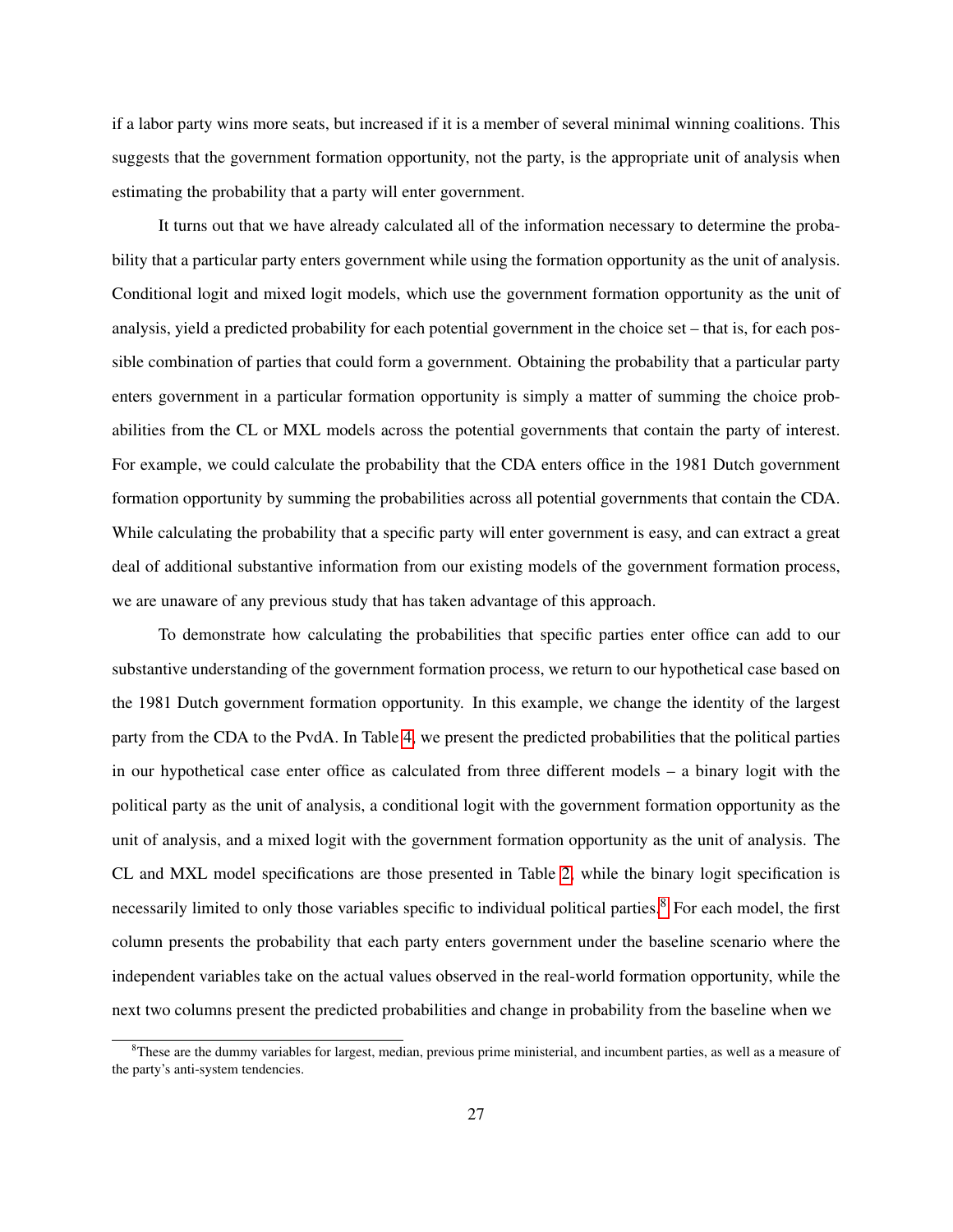if a labor party wins more seats, but increased if it is a member of several minimal winning coalitions. This suggests that the government formation opportunity, not the party, is the appropriate unit of analysis when estimating the probability that a party will enter government.

It turns out that we have already calculated all of the information necessary to determine the probability that a particular party enters government while using the formation opportunity as the unit of analysis. Conditional logit and mixed logit models, which use the government formation opportunity as the unit of analysis, yield a predicted probability for each potential government in the choice set – that is, for each possible combination of parties that could form a government. Obtaining the probability that a particular party enters government in a particular formation opportunity is simply a matter of summing the choice probabilities from the CL or MXL models across the potential governments that contain the party of interest. For example, we could calculate the probability that the CDA enters office in the 1981 Dutch government formation opportunity by summing the probabilities across all potential governments that contain the CDA. While calculating the probability that a specific party will enter government is easy, and can extract a great deal of additional substantive information from our existing models of the government formation process, we are unaware of any previous study that has taken advantage of this approach.

To demonstrate how calculating the probabilities that specific parties enter office can add to our substantive understanding of the government formation process, we return to our hypothetical case based on the 1981 Dutch government formation opportunity. In this example, we change the identity of the largest party from the CDA to the PvdA. In Table 4, we present the predicted probabilities that the political parties in our hypothetical case enter office as calculated from three different models – a binary logit with the political party as the unit of analysis, a conditional logit with the government formation opportunity as the unit of analysis, and a mixed logit with the government formation opportunity as the unit of analysis. The CL and MXL model specifications are those presented in Table 2, while the binary logit specification is necessarily limited to only those variables specific to individual political parties.[8] For each model, the first column presents the probability that each party enters government under the baseline scenario where the independent variables take on the actual values observed in the real-world formation opportunity, while the next two columns present the predicted probabilities and change in probability from the baseline when we

[8]These are the dummy variables for largest, median, previous prime ministerial, and incumbent parties, as well as a measure of the party's anti-system tendencies.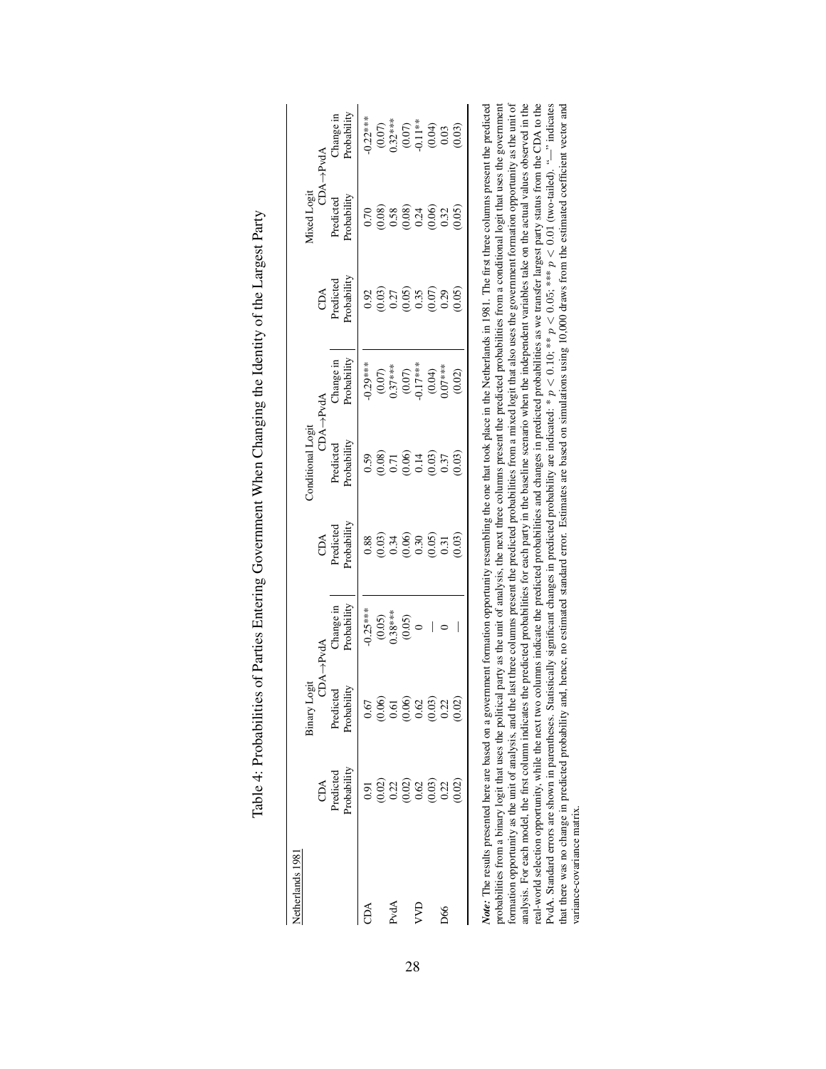# Table 4: Probabilities of Parties Entering Government When Changing the Identity of the Largest Party

| Netherlands 1981 | Binary Logit | | | Conditional Logit | | | Mixed Logit | | |
|---|---|---|---|---|---|---|---|---|---|
| | CDA | CDA→PvdA | | CDA | CDA→PvdA | | CDA | CDA→PvdA | |
| | Predicted Probability | Predicted Probability | Change in Probability | Predicted Probability | Predicted Probability | Change in Probability | Predicted Probability | Predicted Probability | Change in Probability |
| CDA | 0.91 | 0.67 | -0.25*** | 0.88 | 0.59 | -0.29*** | 0.92 | 0.70 | -0.22*** |
| | (0.02) | (0.06) | (0.05) | (0.03) | (0.08) | (0.07) | (0.03) | (0.08) | (0.07) |
| PvdA | 0.22 | 0.61 | 0.38*** | 0.34 | 0.71 | 0.37*** | 0.27 | 0.58 | 0.32*** |
| | (0.02) | (0.06) | (0.05) | (0.06) | (0.06) | (0.07) | (0.05) | (0.08) | (0.07) |
| VVD | 0.62 | 0.62 | 0 | 0.30 | 0.14 | -0.17*** | 0.35 | 0.24 | -0.11** |
| | (0.03) | (0.03) | — | (0.05) | (0.03) | (0.04) | (0.07) | (0.06) | (0.04) |
| D66 | 0.22 | 0.22 | 0 | 0.31 | 0.37 | 0.07*** | 0.29 | 0.32 | 0.03 |
| | (0.02) | (0.02) | — | (0.03) | (0.03) | (0.02) | (0.05) | (0.05) | (0.03) |

***Note:*** The results presented here are based on a government formation opportunity resembling the one that took place in the Netherlands in 1981. The first three columns present the predicted probabilities from a binary logit that uses the political party as the unit of analysis, the next three columns present the predicted probabilities from a conditional logit that uses the government formation opportunity as the unit of analysis, and the last three columns present the predicted probabilities from a mixed logit that also uses the government formation opportunity as the unit of analysis. For each model, the first column indicates the predicted probabilities for each party in the baseline scenario when the independent variables take on the actual values observed in the real-world selection opportunity, while the next two columns indicate the predicted probabilities and changes in predicted probabilities as we transfer largest party status from the CDA to the PvdA. Standard errors are shown in parentheses. Statistically significant changes in predicted probability are indicated: * $p < 0.10$; ** $p < 0.05$; *** $p < 0.01$ (two-tailed). "—" indicates that there was no change in predicted probability and, hence, no estimated standard error. Estimates are based on simulations using 10,000 draws from the estimated coefficient vector and variance-covariance matrix.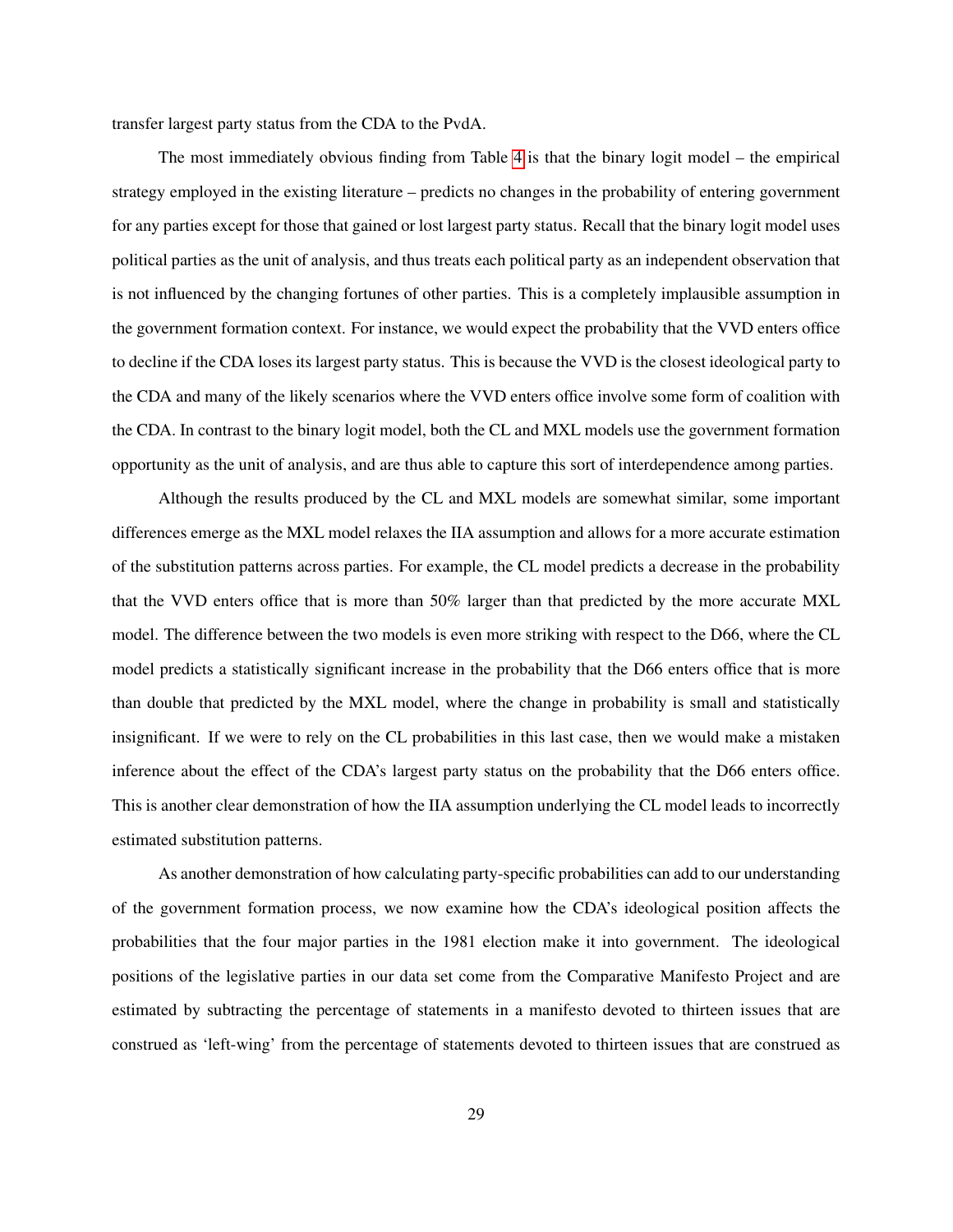transfer largest party status from the CDA to the PvdA.

The most immediately obvious finding from Table 4 is that the binary logit model – the empirical strategy employed in the existing literature – predicts no changes in the probability of entering government for any parties except for those that gained or lost largest party status. Recall that the binary logit model uses political parties as the unit of analysis, and thus treats each political party as an independent observation that is not influenced by the changing fortunes of other parties. This is a completely implausible assumption in the government formation context. For instance, we would expect the probability that the VVD enters office to decline if the CDA loses its largest party status. This is because the VVD is the closest ideological party to the CDA and many of the likely scenarios where the VVD enters office involve some form of coalition with the CDA. In contrast to the binary logit model, both the CL and MXL models use the government formation opportunity as the unit of analysis, and are thus able to capture this sort of interdependence among parties.

Although the results produced by the CL and MXL models are somewhat similar, some important differences emerge as the MXL model relaxes the IIA assumption and allows for a more accurate estimation of the substitution patterns across parties. For example, the CL model predicts a decrease in the probability that the VVD enters office that is more than 50% larger than that predicted by the more accurate MXL model. The difference between the two models is even more striking with respect to the D66, where the CL model predicts a statistically significant increase in the probability that the D66 enters office that is more than double that predicted by the MXL model, where the change in probability is small and statistically insignificant. If we were to rely on the CL probabilities in this last case, then we would make a mistaken inference about the effect of the CDA's largest party status on the probability that the D66 enters office. This is another clear demonstration of how the IIA assumption underlying the CL model leads to incorrectly estimated substitution patterns.

As another demonstration of how calculating party-specific probabilities can add to our understanding of the government formation process, we now examine how the CDA's ideological position affects the probabilities that the four major parties in the 1981 election make it into government. The ideological positions of the legislative parties in our data set come from the Comparative Manifesto Project and are estimated by subtracting the percentage of statements in a manifesto devoted to thirteen issues that are construed as 'left-wing' from the percentage of statements devoted to thirteen issues that are construed as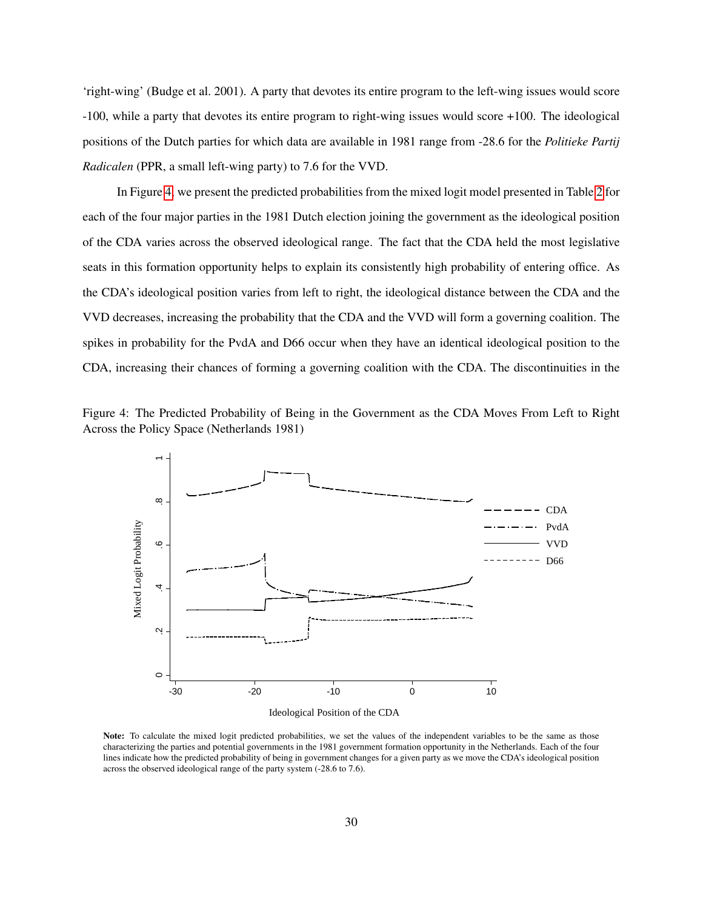'right-wing' (Budge et al. 2001). A party that devotes its entire program to the left-wing issues would score -100, while a party that devotes its entire program to right-wing issues would score +100. The ideological positions of the Dutch parties for which data are available in 1981 range from -28.6 for the *Politieke Partij Radicalen* (PPR, a small left-wing party) to 7.6 for the VVD.

In Figure 4, we present the predicted probabilities from the mixed logit model presented in Table 2 for each of the four major parties in the 1981 Dutch election joining the government as the ideological position of the CDA varies across the observed ideological range. The fact that the CDA held the most legislative seats in this formation opportunity helps to explain its consistently high probability of entering office. As the CDA's ideological position varies from left to right, the ideological distance between the CDA and the VVD decreases, increasing the probability that the CDA and the VVD will form a governing coalition. The spikes in probability for the PvdA and D66 occur when they have an identical ideological position to the CDA, increasing their chances of forming a governing coalition with the CDA. The discontinuities in the

Figure 4: The Predicted Probability of Being in the Government as the CDA Moves From Left to Right Across the Policy Space (Netherlands 1981)

**Note:** To calculate the mixed logit predicted probabilities, we set the values of the independent variables to be the same as those characterizing the parties and potential governments in the 1981 government formation opportunity in the Netherlands. Each of the four lines indicate how the predicted probability of being in government changes for a given party as we move the CDA's ideological position across the observed ideological range of the party system (-28.6 to 7.6).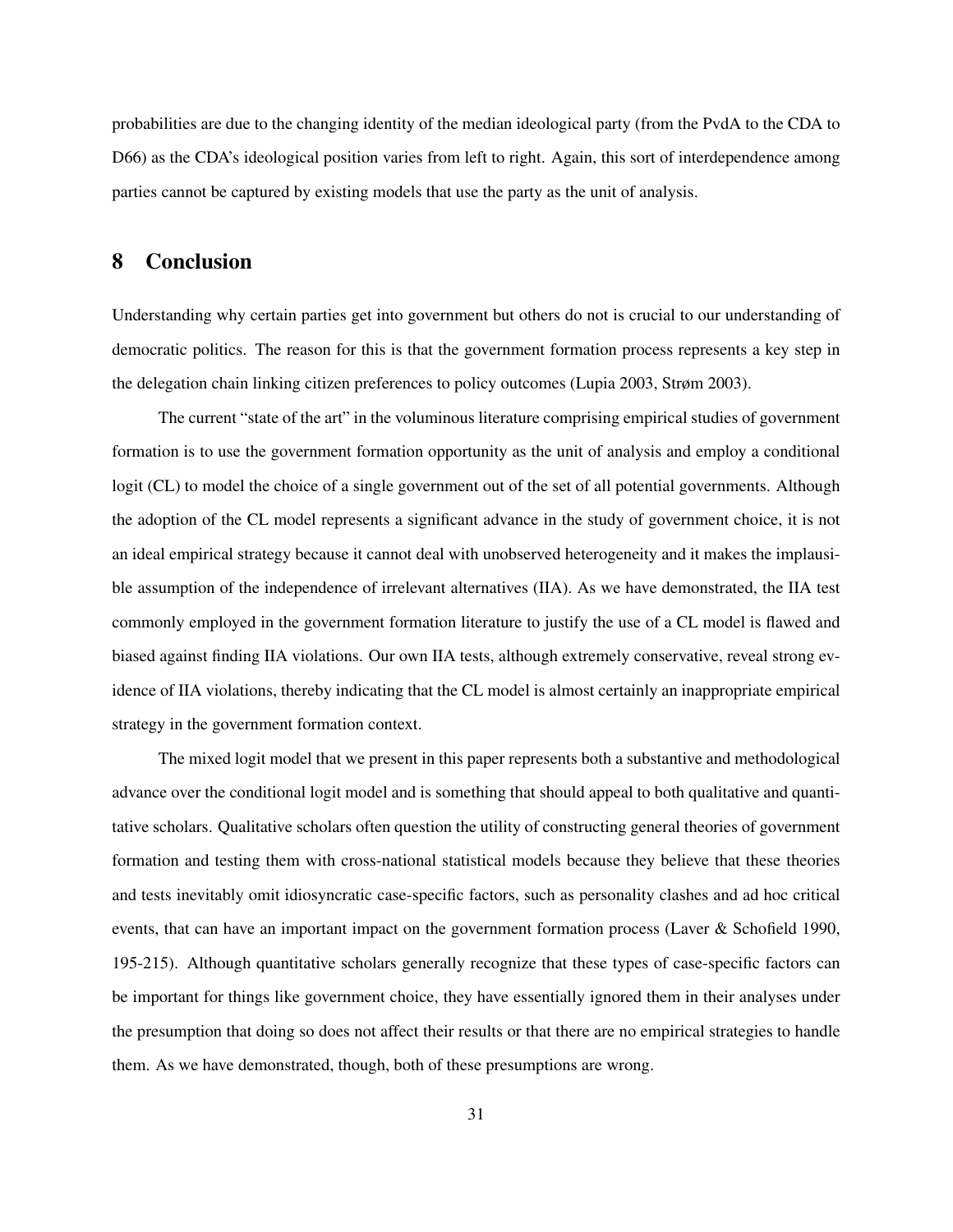probabilities are due to the changing identity of the median ideological party (from the PvdA to the CDA to D66) as the CDA's ideological position varies from left to right. Again, this sort of interdependence among parties cannot be captured by existing models that use the party as the unit of analysis.

## 8 Conclusion

Understanding why certain parties get into government but others do not is crucial to our understanding of democratic politics. The reason for this is that the government formation process represents a key step in the delegation chain linking citizen preferences to policy outcomes (Lupia 2003, Strøm 2003).

The current "state of the art" in the voluminous literature comprising empirical studies of government formation is to use the government formation opportunity as the unit of analysis and employ a conditional logit (CL) to model the choice of a single government out of the set of all potential governments. Although the adoption of the CL model represents a significant advance in the study of government choice, it is not an ideal empirical strategy because it cannot deal with unobserved heterogeneity and it makes the implausible assumption of the independence of irrelevant alternatives (IIA). As we have demonstrated, the IIA test commonly employed in the government formation literature to justify the use of a CL model is flawed and biased against finding IIA violations. Our own IIA tests, although extremely conservative, reveal strong evidence of IIA violations, thereby indicating that the CL model is almost certainly an inappropriate empirical strategy in the government formation context.

The mixed logit model that we present in this paper represents both a substantive and methodological advance over the conditional logit model and is something that should appeal to both qualitative and quantitative scholars. Qualitative scholars often question the utility of constructing general theories of government formation and testing them with cross-national statistical models because they believe that these theories and tests inevitably omit idiosyncratic case-specific factors, such as personality clashes and ad hoc critical events, that can have an important impact on the government formation process (Laver & Schofield 1990, 195-215). Although quantitative scholars generally recognize that these types of case-specific factors can be important for things like government choice, they have essentially ignored them in their analyses under the presumption that doing so does not affect their results or that there are no empirical strategies to handle them. As we have demonstrated, though, both of these presumptions are wrong.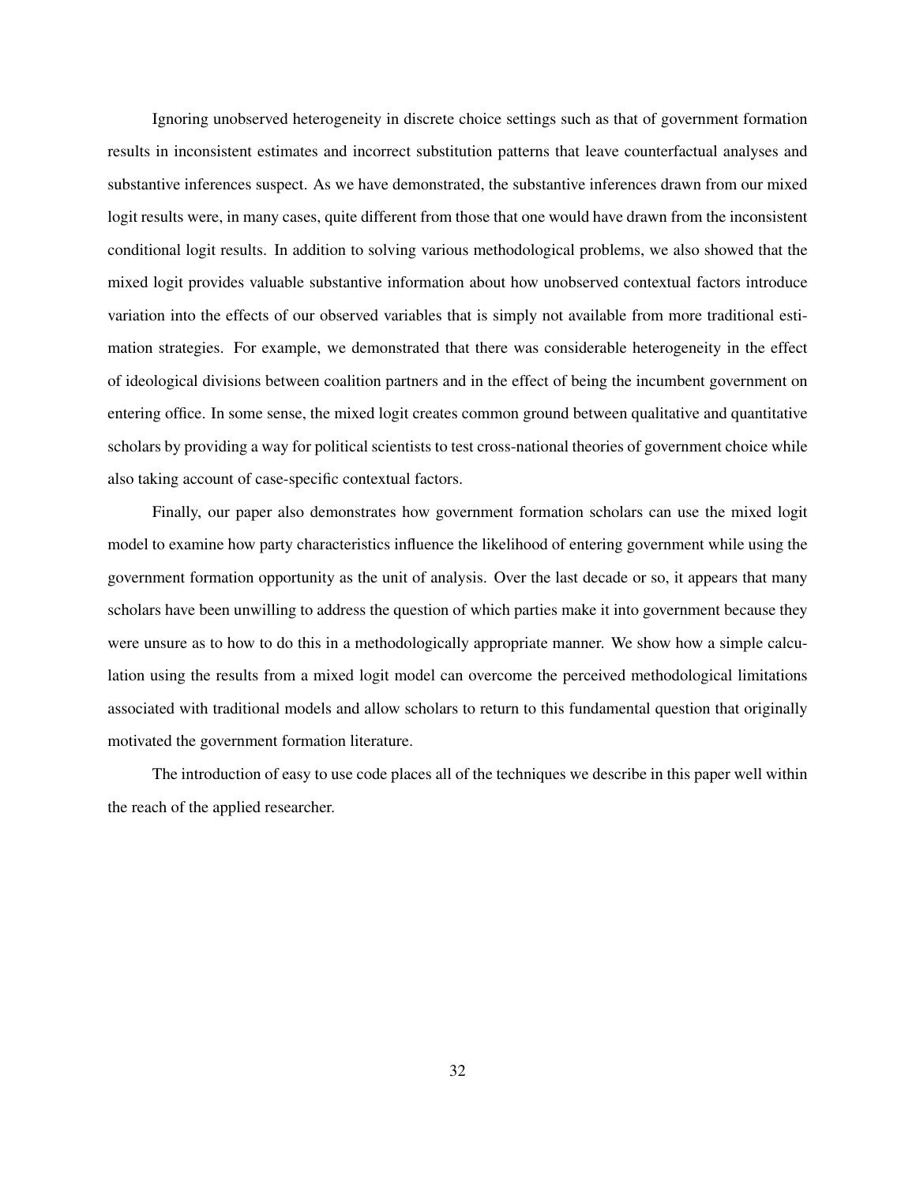Ignoring unobserved heterogeneity in discrete choice settings such as that of government formation results in inconsistent estimates and incorrect substitution patterns that leave counterfactual analyses and substantive inferences suspect. As we have demonstrated, the substantive inferences drawn from our mixed logit results were, in many cases, quite different from those that one would have drawn from the inconsistent conditional logit results. In addition to solving various methodological problems, we also showed that the mixed logit provides valuable substantive information about how unobserved contextual factors introduce variation into the effects of our observed variables that is simply not available from more traditional estimation strategies. For example, we demonstrated that there was considerable heterogeneity in the effect of ideological divisions between coalition partners and in the effect of being the incumbent government on entering office. In some sense, the mixed logit creates common ground between qualitative and quantitative scholars by providing a way for political scientists to test cross-national theories of government choice while also taking account of case-specific contextual factors.

Finally, our paper also demonstrates how government formation scholars can use the mixed logit model to examine how party characteristics influence the likelihood of entering government while using the government formation opportunity as the unit of analysis. Over the last decade or so, it appears that many scholars have been unwilling to address the question of which parties make it into government because they were unsure as to how to do this in a methodologically appropriate manner. We show how a simple calculation using the results from a mixed logit model can overcome the perceived methodological limitations associated with traditional models and allow scholars to return to this fundamental question that originally motivated the government formation literature.

The introduction of easy to use code places all of the techniques we describe in this paper well within the reach of the applied researcher.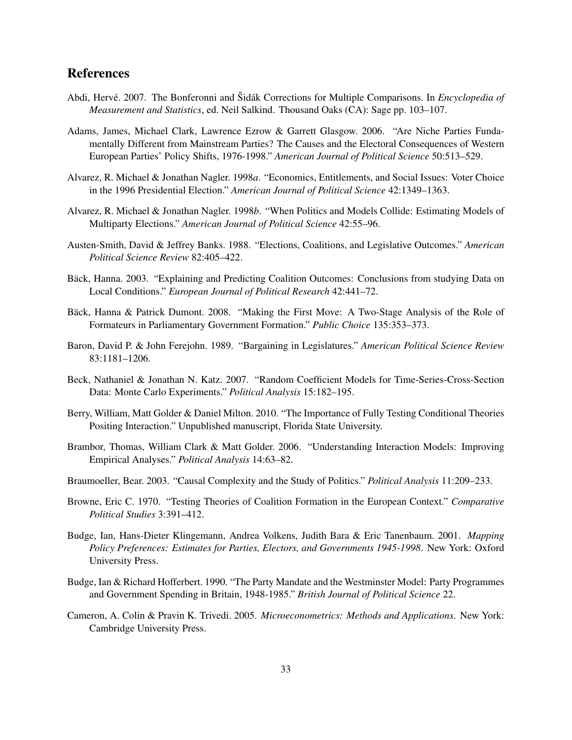## References

Abdi, Hervé. 2007. The Bonferonni and Šidák Corrections for Multiple Comparisons. In *Encyclopedia of Measurement and Statistics*, ed. Neil Salkind. Thousand Oaks (CA): Sage pp. 103–107.

Adams, James, Michael Clark, Lawrence Ezrow & Garrett Glasgow. 2006. "Are Niche Parties Fundamentally Different from Mainstream Parties? The Causes and the Electoral Consequences of Western European Parties' Policy Shifts, 1976-1998." *American Journal of Political Science* 50:513–529.

Alvarez, R. Michael & Jonathan Nagler. 1998*a*. "Economics, Entitlements, and Social Issues: Voter Choice in the 1996 Presidential Election." *American Journal of Political Science* 42:1349–1363.

Alvarez, R. Michael & Jonathan Nagler. 1998*b*. "When Politics and Models Collide: Estimating Models of Multiparty Elections." *American Journal of Political Science* 42:55–96.

Austen-Smith, David & Jeffrey Banks. 1988. "Elections, Coalitions, and Legislative Outcomes." *American Political Science Review* 82:405–422.

Bäck, Hanna. 2003. "Explaining and Predicting Coalition Outcomes: Conclusions from studying Data on Local Conditions." *European Journal of Political Research* 42:441–72.

Bäck, Hanna & Patrick Dumont. 2008. "Making the First Move: A Two-Stage Analysis of the Role of Formateurs in Parliamentary Government Formation." *Public Choice* 135:353–373.

Baron, David P. & John Ferejohn. 1989. "Bargaining in Legislatures." *American Political Science Review* 83:1181–1206.

Beck, Nathaniel & Jonathan N. Katz. 2007. "Random Coefficient Models for Time-Series-Cross-Section Data: Monte Carlo Experiments." *Political Analysis* 15:182–195.

Berry, William, Matt Golder & Daniel Milton. 2010. "The Importance of Fully Testing Conditional Theories Positing Interaction." Unpublished manuscript, Florida State University.

Brambor, Thomas, William Clark & Matt Golder. 2006. "Understanding Interaction Models: Improving Empirical Analyses." *Political Analysis* 14:63–82.

Braumoeller, Bear. 2003. "Causal Complexity and the Study of Politics." *Political Analysis* 11:209–233.

Browne, Eric C. 1970. "Testing Theories of Coalition Formation in the European Context." *Comparative Political Studies* 3:391–412.

Budge, Ian, Hans-Dieter Klingemann, Andrea Volkens, Judith Bara & Eric Tanenbaum. 2001. *Mapping Policy Preferences: Estimates for Parties, Electors, and Governments 1945-1998*. New York: Oxford University Press.

Budge, Ian & Richard Hofferbert. 1990. "The Party Mandate and the Westminster Model: Party Programmes and Government Spending in Britain, 1948-1985." *British Journal of Political Science* 22.

Cameron, A. Colin & Pravin K. Trivedi. 2005. *Microeconometrics: Methods and Applications*. New York: Cambridge University Press.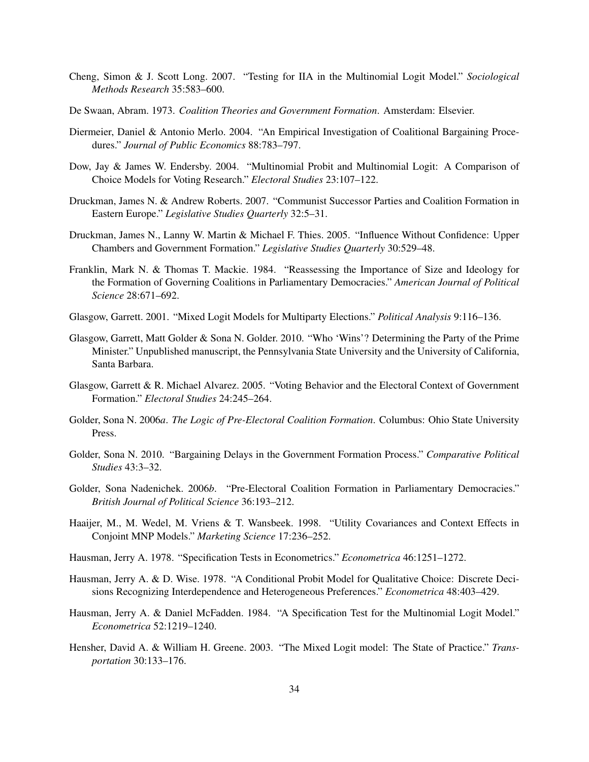Cheng, Simon & J. Scott Long. 2007. "Testing for IIA in the Multinomial Logit Model." *Sociological Methods Research* 35:583–600.

De Swaan, Abram. 1973. *Coalition Theories and Government Formation*. Amsterdam: Elsevier.

Diermeier, Daniel & Antonio Merlo. 2004. "An Empirical Investigation of Coalitional Bargaining Procedures." *Journal of Public Economics* 88:783–797.

Dow, Jay & James W. Endersby. 2004. "Multinomial Probit and Multinomial Logit: A Comparison of Choice Models for Voting Research." *Electoral Studies* 23:107–122.

Druckman, James N. & Andrew Roberts. 2007. "Communist Successor Parties and Coalition Formation in Eastern Europe." *Legislative Studies Quarterly* 32:5–31.

Druckman, James N., Lanny W. Martin & Michael F. Thies. 2005. "Influence Without Confidence: Upper Chambers and Government Formation." *Legislative Studies Quarterly* 30:529–48.

Franklin, Mark N. & Thomas T. Mackie. 1984. "Reassessing the Importance of Size and Ideology for the Formation of Governing Coalitions in Parliamentary Democracies." *American Journal of Political Science* 28:671–692.

Glasgow, Garrett. 2001. "Mixed Logit Models for Multiparty Elections." *Political Analysis* 9:116–136.

Glasgow, Garrett, Matt Golder & Sona N. Golder. 2010. "Who 'Wins'? Determining the Party of the Prime Minister." Unpublished manuscript, the Pennsylvania State University and the University of California, Santa Barbara.

Glasgow, Garrett & R. Michael Alvarez. 2005. "Voting Behavior and the Electoral Context of Government Formation." *Electoral Studies* 24:245–264.

Golder, Sona N. 2006*a*. *The Logic of Pre-Electoral Coalition Formation*. Columbus: Ohio State University Press.

Golder, Sona N. 2010. "Bargaining Delays in the Government Formation Process." *Comparative Political Studies* 43:3–32.

Golder, Sona Nadenichek. 2006*b*. "Pre-Electoral Coalition Formation in Parliamentary Democracies." *British Journal of Political Science* 36:193–212.

Haaijer, M., M. Wedel, M. Vriens & T. Wansbeek. 1998. "Utility Covariances and Context Effects in Conjoint MNP Models." *Marketing Science* 17:236–252.

Hausman, Jerry A. 1978. "Specification Tests in Econometrics." *Econometrica* 46:1251–1272.

Hausman, Jerry A. & D. Wise. 1978. "A Conditional Probit Model for Qualitative Choice: Discrete Decisions Recognizing Interdependence and Heterogeneous Preferences." *Econometrica* 48:403–429.

Hausman, Jerry A. & Daniel McFadden. 1984. "A Specification Test for the Multinomial Logit Model." *Econometrica* 52:1219–1240.

Hensher, David A. & William H. Greene. 2003. "The Mixed Logit model: The State of Practice." *Transportation* 30:133–176.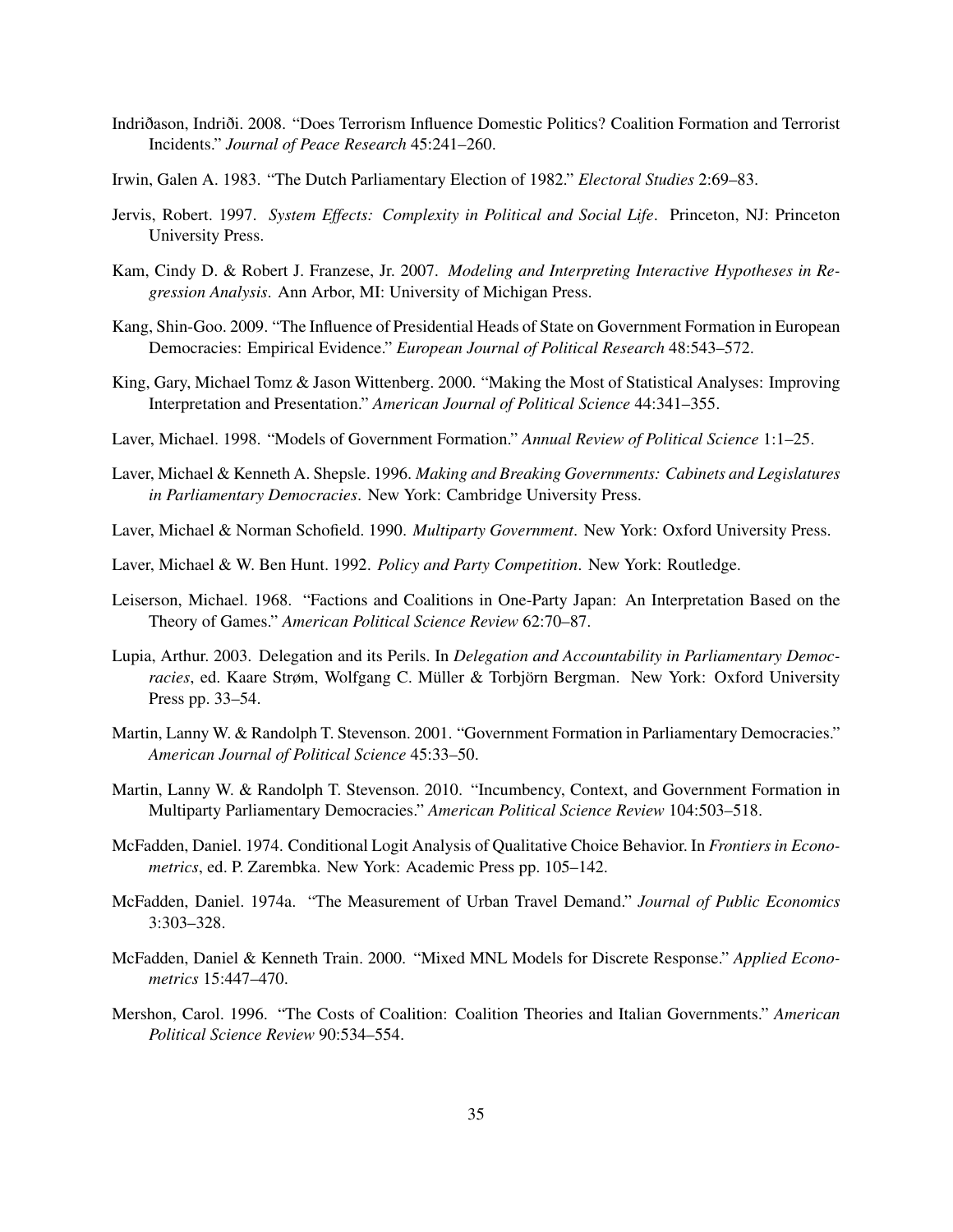Indriðason, Indriði. 2008. "Does Terrorism Influence Domestic Politics? Coalition Formation and Terrorist Incidents." *Journal of Peace Research* 45:241–260.

Irwin, Galen A. 1983. "The Dutch Parliamentary Election of 1982." *Electoral Studies* 2:69–83.

Jervis, Robert. 1997. *System Effects: Complexity in Political and Social Life*. Princeton, NJ: Princeton University Press.

Kam, Cindy D. & Robert J. Franzese, Jr. 2007. *Modeling and Interpreting Interactive Hypotheses in Regression Analysis*. Ann Arbor, MI: University of Michigan Press.

Kang, Shin-Goo. 2009. "The Influence of Presidential Heads of State on Government Formation in European Democracies: Empirical Evidence." *European Journal of Political Research* 48:543–572.

King, Gary, Michael Tomz & Jason Wittenberg. 2000. "Making the Most of Statistical Analyses: Improving Interpretation and Presentation." *American Journal of Political Science* 44:341–355.

Laver, Michael. 1998. "Models of Government Formation." *Annual Review of Political Science* 1:1–25.

Laver, Michael & Kenneth A. Shepsle. 1996. *Making and Breaking Governments: Cabinets and Legislatures in Parliamentary Democracies*. New York: Cambridge University Press.

Laver, Michael & Norman Schofield. 1990. *Multiparty Government*. New York: Oxford University Press.

Laver, Michael & W. Ben Hunt. 1992. *Policy and Party Competition*. New York: Routledge.

Leiserson, Michael. 1968. "Factions and Coalitions in One-Party Japan: An Interpretation Based on the Theory of Games." *American Political Science Review* 62:70–87.

Lupia, Arthur. 2003. Delegation and its Perils. In *Delegation and Accountability in Parliamentary Democracies*, ed. Kaare Strøm, Wolfgang C. Müller & Torbjörn Bergman. New York: Oxford University Press pp. 33–54.

Martin, Lanny W. & Randolph T. Stevenson. 2001. "Government Formation in Parliamentary Democracies." *American Journal of Political Science* 45:33–50.

Martin, Lanny W. & Randolph T. Stevenson. 2010. "Incumbency, Context, and Government Formation in Multiparty Parliamentary Democracies." *American Political Science Review* 104:503–518.

McFadden, Daniel. 1974. Conditional Logit Analysis of Qualitative Choice Behavior. In *Frontiers in Econometrics*, ed. P. Zarembka. New York: Academic Press pp. 105–142.

McFadden, Daniel. 1974a. "The Measurement of Urban Travel Demand." *Journal of Public Economics* 3:303–328.

McFadden, Daniel & Kenneth Train. 2000. "Mixed MNL Models for Discrete Response." *Applied Econometrics* 15:447–470.

Mershon, Carol. 1996. "The Costs of Coalition: Coalition Theories and Italian Governments." *American Political Science Review* 90:534–554.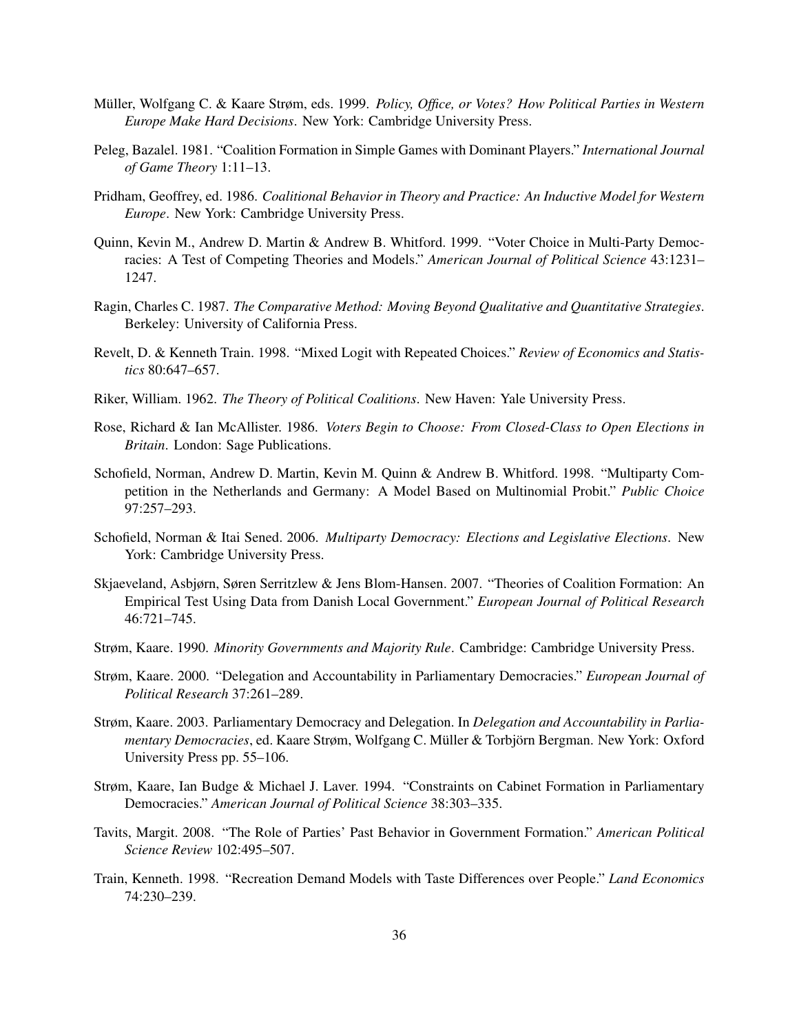Müller, Wolfgang C. & Kaare Strøm, eds. 1999. *Policy, Office, or Votes? How Political Parties in Western Europe Make Hard Decisions*. New York: Cambridge University Press.

Peleg, Bazalel. 1981. "Coalition Formation in Simple Games with Dominant Players." *International Journal of Game Theory* 1:11–13.

Pridham, Geoffrey, ed. 1986. *Coalitional Behavior in Theory and Practice: An Inductive Model for Western Europe*. New York: Cambridge University Press.

Quinn, Kevin M., Andrew D. Martin & Andrew B. Whitford. 1999. "Voter Choice in Multi-Party Democracies: A Test of Competing Theories and Models." *American Journal of Political Science* 43:1231–1247.

Ragin, Charles C. 1987. *The Comparative Method: Moving Beyond Qualitative and Quantitative Strategies*. Berkeley: University of California Press.

Revelt, D. & Kenneth Train. 1998. "Mixed Logit with Repeated Choices." *Review of Economics and Statistics* 80:647–657.

Riker, William. 1962. *The Theory of Political Coalitions*. New Haven: Yale University Press.

Rose, Richard & Ian McAllister. 1986. *Voters Begin to Choose: From Closed-Class to Open Elections in Britain*. London: Sage Publications.

Schofield, Norman, Andrew D. Martin, Kevin M. Quinn & Andrew B. Whitford. 1998. "Multiparty Competition in the Netherlands and Germany: A Model Based on Multinomial Probit." *Public Choice* 97:257–293.

Schofield, Norman & Itai Sened. 2006. *Multiparty Democracy: Elections and Legislative Elections*. New York: Cambridge University Press.

Skjaeveland, Asbjørn, Søren Serritzlew & Jens Blom-Hansen. 2007. "Theories of Coalition Formation: An Empirical Test Using Data from Danish Local Government." *European Journal of Political Research* 46:721–745.

Strøm, Kaare. 1990. *Minority Governments and Majority Rule*. Cambridge: Cambridge University Press.

Strøm, Kaare. 2000. "Delegation and Accountability in Parliamentary Democracies." *European Journal of Political Research* 37:261–289.

Strøm, Kaare. 2003. Parliamentary Democracy and Delegation. In *Delegation and Accountability in Parliamentary Democracies*, ed. Kaare Strøm, Wolfgang C. Müller & Torbjörn Bergman. New York: Oxford University Press pp. 55–106.

Strøm, Kaare, Ian Budge & Michael J. Laver. 1994. "Constraints on Cabinet Formation in Parliamentary Democracies." *American Journal of Political Science* 38:303–335.

Tavits, Margit. 2008. "The Role of Parties' Past Behavior in Government Formation." *American Political Science Review* 102:495–507.

Train, Kenneth. 1998. "Recreation Demand Models with Taste Differences over People." *Land Economics* 74:230–239.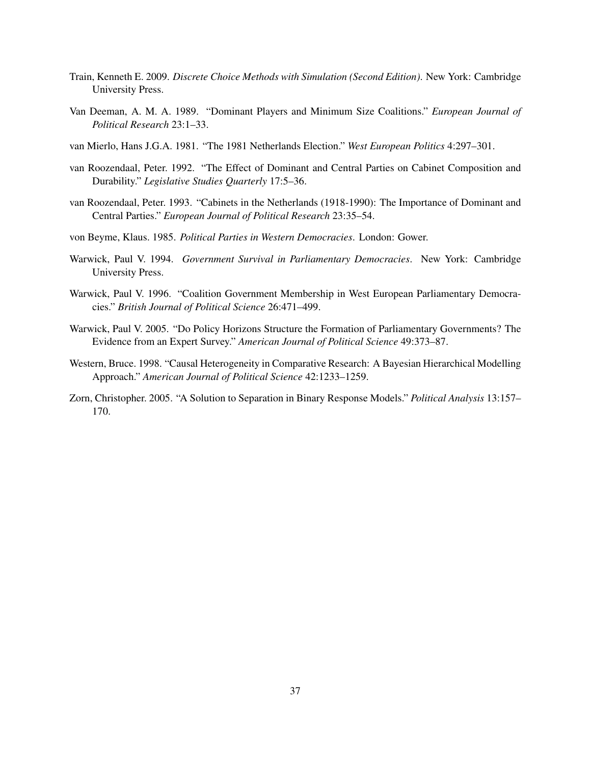Train, Kenneth E. 2009. *Discrete Choice Methods with Simulation (Second Edition)*. New York: Cambridge University Press.

Van Deeman, A. M. A. 1989. "Dominant Players and Minimum Size Coalitions." *European Journal of Political Research* 23:1–33.

van Mierlo, Hans J.G.A. 1981. "The 1981 Netherlands Election." *West European Politics* 4:297–301.

van Roozendaal, Peter. 1992. "The Effect of Dominant and Central Parties on Cabinet Composition and Durability." *Legislative Studies Quarterly* 17:5–36.

van Roozendaal, Peter. 1993. "Cabinets in the Netherlands (1918-1990): The Importance of Dominant and Central Parties." *European Journal of Political Research* 23:35–54.

von Beyme, Klaus. 1985. *Political Parties in Western Democracies*. London: Gower.

Warwick, Paul V. 1994. *Government Survival in Parliamentary Democracies*. New York: Cambridge University Press.

Warwick, Paul V. 1996. "Coalition Government Membership in West European Parliamentary Democracies." *British Journal of Political Science* 26:471–499.

Warwick, Paul V. 2005. "Do Policy Horizons Structure the Formation of Parliamentary Governments? The Evidence from an Expert Survey." *American Journal of Political Science* 49:373–87.

Western, Bruce. 1998. "Causal Heterogeneity in Comparative Research: A Bayesian Hierarchical Modelling Approach." *American Journal of Political Science* 42:1233–1259.

Zorn, Christopher. 2005. "A Solution to Separation in Binary Response Models." *Political Analysis* 13:157–170.